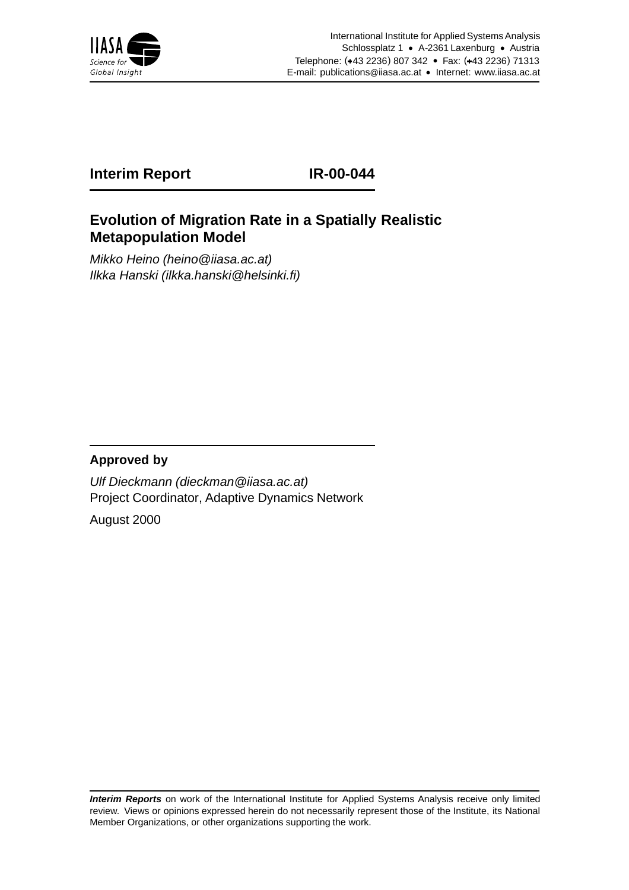International Institute for Applied Systems Analysis
Schlossplatz 1 • A-2361 Laxenburg • Austria
Telephone: (+43 2236) 807 342 • Fax: (+43 2236) 71313
E-mail: publications@iiasa.ac.at • Internet: www.iiasa.ac.at

**Interim Report** **IR-00-044**

# Evolution of Migration Rate in a Spatially Realistic Metapopulation Model

*Mikko Heino (heino@iiasa.ac.at)*
*Ilkka Hanski (ilkka.hanski@helsinki.fi)*

**Approved by**

*Ulf Dieckmann (dieckman@iiasa.ac.at)*
Project Coordinator, Adaptive Dynamics Network

August 2000

***Interim Reports*** on work of the International Institute for Applied Systems Analysis receive only limited review. Views or opinions expressed herein do not necessarily represent those of the Institute, its National Member Organizations, or other organizations supporting the work.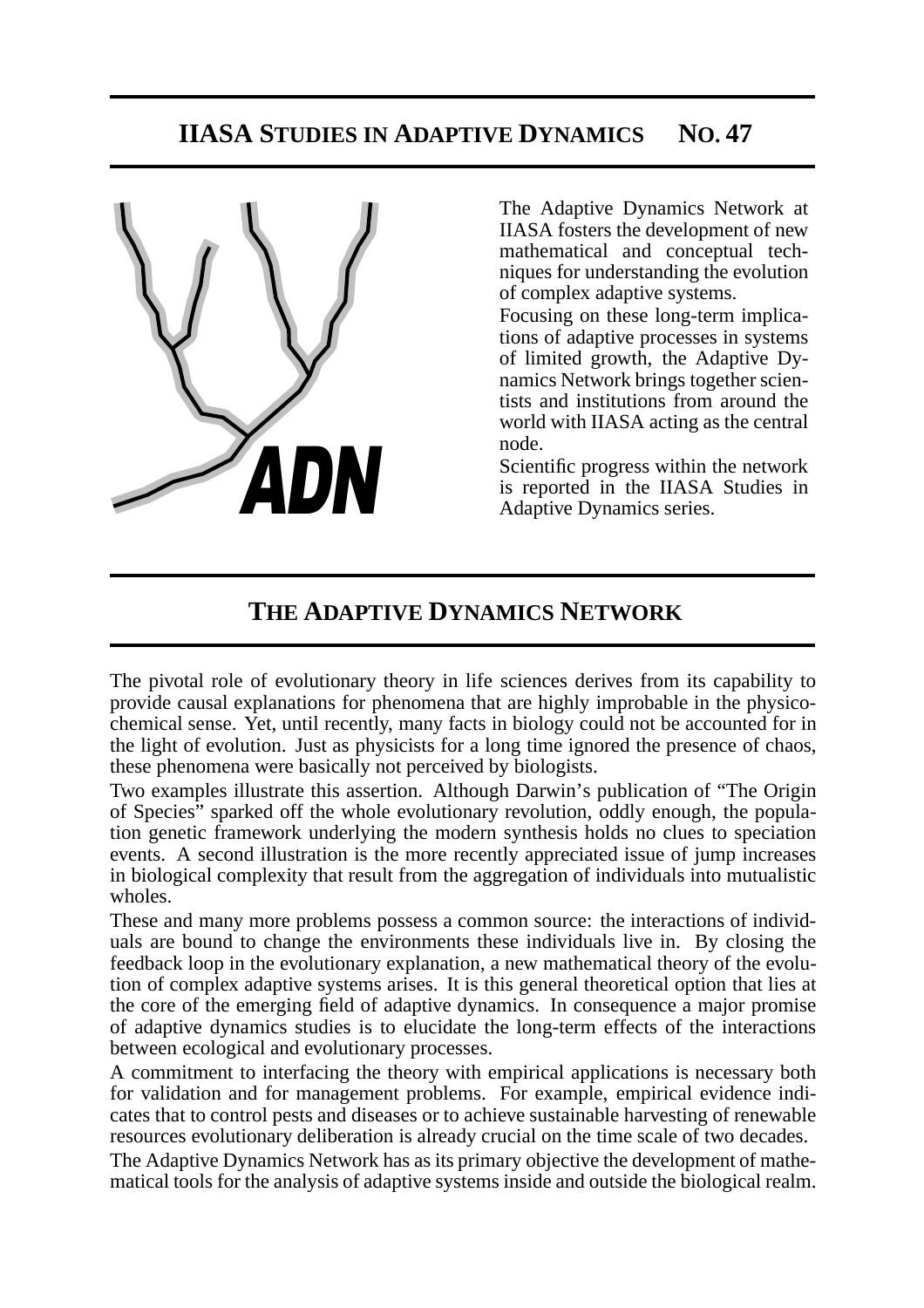# IIASA Studies in Adaptive Dynamics No. 47

The Adaptive Dynamics Network at IIASA fosters the development of new mathematical and conceptual techniques for understanding the evolution of complex adaptive systems.

Focusing on these long-term implications of adaptive processes in systems of limited growth, the Adaptive Dynamics Network brings together scientists and institutions from around the world with IIASA acting as the central node.

Scientific progress within the network is reported in the IIASA Studies in Adaptive Dynamics series.

## The Adaptive Dynamics Network

The pivotal role of evolutionary theory in life sciences derives from its capability to provide causal explanations for phenomena that are highly improbable in the physicochemical sense. Yet, until recently, many facts in biology could not be accounted for in the light of evolution. Just as physicists for a long time ignored the presence of chaos, these phenomena were basically not perceived by biologists.

Two examples illustrate this assertion. Although Darwin's publication of "The Origin of Species" sparked off the whole evolutionary revolution, oddly enough, the population genetic framework underlying the modern synthesis holds no clues to speciation events. A second illustration is the more recently appreciated issue of jump increases in biological complexity that result from the aggregation of individuals into mutualistic wholes.

These and many more problems possess a common source: the interactions of individuals are bound to change the environments these individuals live in. By closing the feedback loop in the evolutionary explanation, a new mathematical theory of the evolution of complex adaptive systems arises. It is this general theoretical option that lies at the core of the emerging field of adaptive dynamics. In consequence a major promise of adaptive dynamics studies is to elucidate the long-term effects of the interactions between ecological and evolutionary processes.

A commitment to interfacing the theory with empirical applications is necessary both for validation and for management problems. For example, empirical evidence indicates that to control pests and diseases or to achieve sustainable harvesting of renewable resources evolutionary deliberation is already crucial on the time scale of two decades.

The Adaptive Dynamics Network has as its primary objective the development of mathematical tools for the analysis of adaptive systems inside and outside the biological realm.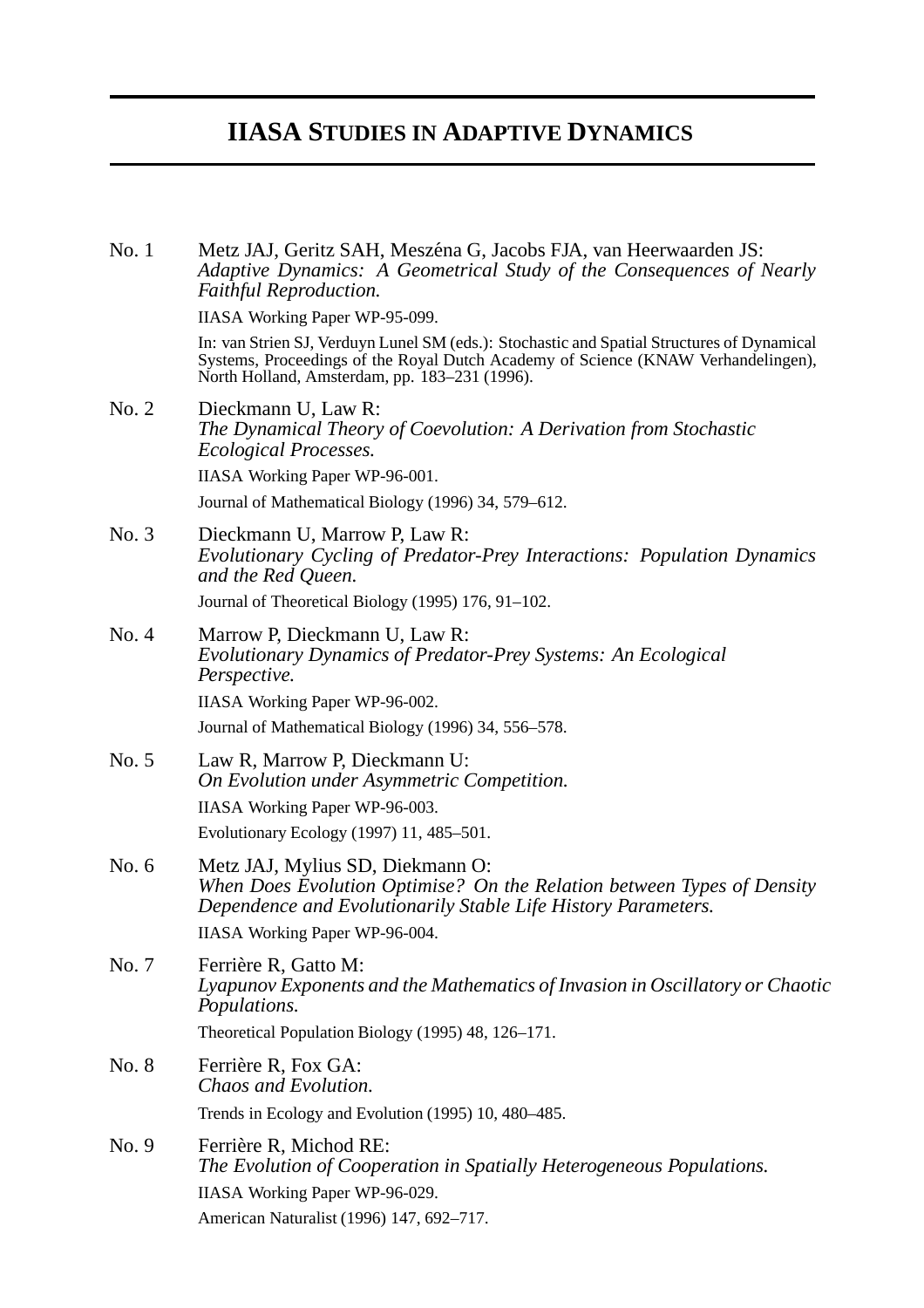# IIASA STUDIES IN ADAPTIVE DYNAMICS

No. 1 Metz JAJ, Geritz SAH, Meszéna G, Jacobs FJA, van Heerwaarden JS:
*Adaptive Dynamics: A Geometrical Study of the Consequences of Nearly Faithful Reproduction.*

IIASA Working Paper WP-95-099.

In: van Strien SJ, Verduyn Lunel SM (eds.): Stochastic and Spatial Structures of Dynamical Systems, Proceedings of the Royal Dutch Academy of Science (KNAW Verhandelingen), North Holland, Amsterdam, pp. 183–231 (1996).

No. 2 Dieckmann U, Law R:
*The Dynamical Theory of Coevolution: A Derivation from Stochastic Ecological Processes.*

IIASA Working Paper WP-96-001.

Journal of Mathematical Biology (1996) 34, 579–612.

No. 3 Dieckmann U, Marrow P, Law R:
*Evolutionary Cycling of Predator-Prey Interactions: Population Dynamics and the Red Queen.*

Journal of Theoretical Biology (1995) 176, 91–102.

No. 4 Marrow P, Dieckmann U, Law R:
*Evolutionary Dynamics of Predator-Prey Systems: An Ecological Perspective.*

IIASA Working Paper WP-96-002.

Journal of Mathematical Biology (1996) 34, 556–578.

No. 5 Law R, Marrow P, Dieckmann U:
*On Evolution under Asymmetric Competition.*

IIASA Working Paper WP-96-003.

Evolutionary Ecology (1997) 11, 485–501.

No. 6 Metz JAJ, Mylius SD, Diekmann O:
*When Does Evolution Optimise? On the Relation between Types of Density Dependence and Evolutionarily Stable Life History Parameters.*

IIASA Working Paper WP-96-004.

No. 7 Ferrière R, Gatto M:
*Lyapunov Exponents and the Mathematics of Invasion in Oscillatory or Chaotic Populations.*

Theoretical Population Biology (1995) 48, 126–171.

No. 8 Ferrière R, Fox GA:
*Chaos and Evolution.*

Trends in Ecology and Evolution (1995) 10, 480–485.

No. 9 Ferrière R, Michod RE:
*The Evolution of Cooperation in Spatially Heterogeneous Populations.*

IIASA Working Paper WP-96-029.

American Naturalist (1996) 147, 692–717.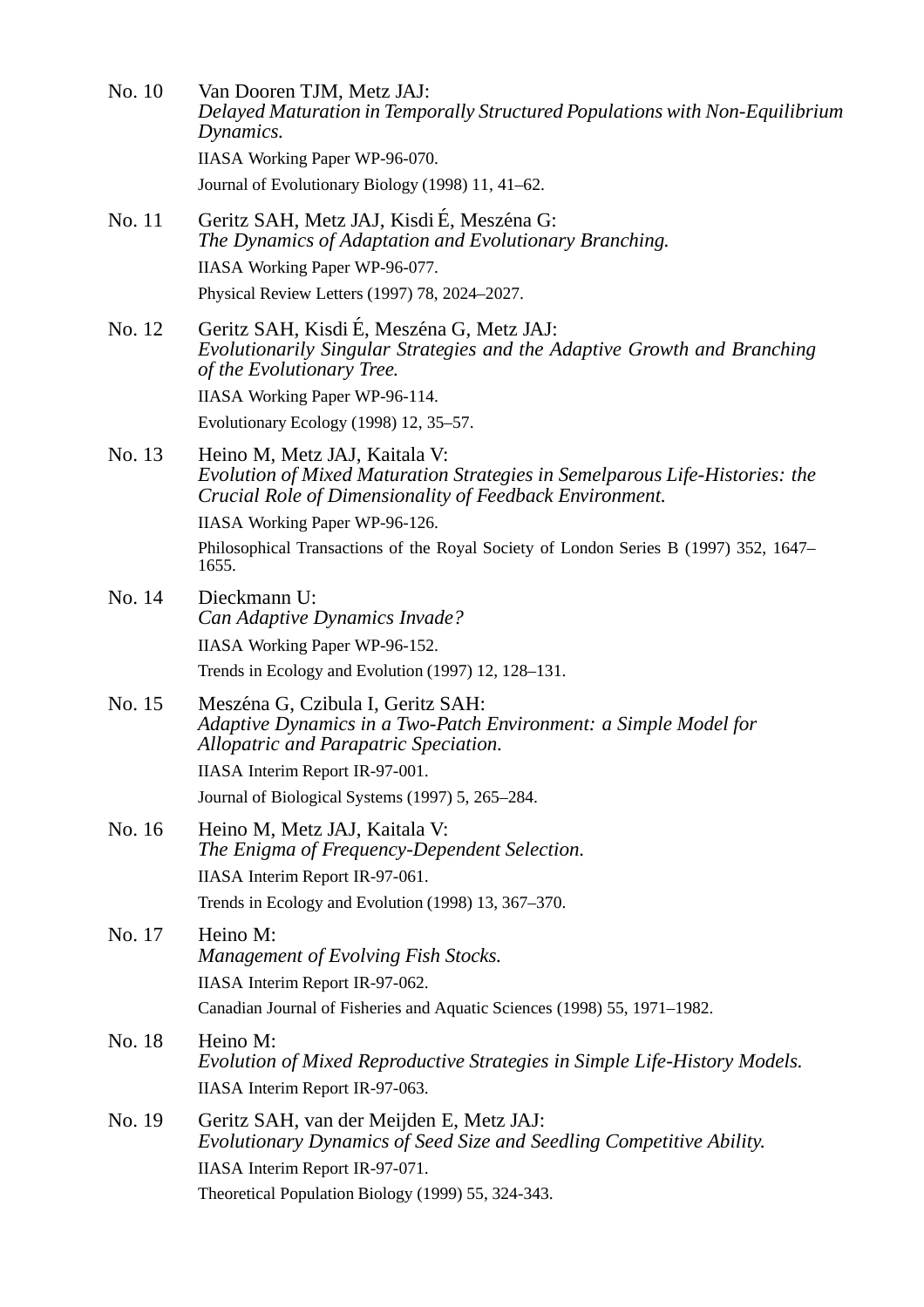No. 10 Van Dooren TJM, Metz JAJ:
*Delayed Maturation in Temporally Structured Populations with Non-Equilibrium Dynamics.*
IIASA Working Paper WP-96-070.
Journal of Evolutionary Biology (1998) 11, 41–62.

No. 11 Geritz SAH, Metz JAJ, Kisdi É, Meszéna G:
*The Dynamics of Adaptation and Evolutionary Branching.*
IIASA Working Paper WP-96-077.
Physical Review Letters (1997) 78, 2024–2027.

No. 12 Geritz SAH, Kisdi É, Meszéna G, Metz JAJ:
*Evolutionarily Singular Strategies and the Adaptive Growth and Branching of the Evolutionary Tree.*
IIASA Working Paper WP-96-114.
Evolutionary Ecology (1998) 12, 35–57.

No. 13 Heino M, Metz JAJ, Kaitala V:
*Evolution of Mixed Maturation Strategies in Semelparous Life-Histories: the Crucial Role of Dimensionality of Feedback Environment.*
IIASA Working Paper WP-96-126.
Philosophical Transactions of the Royal Society of London Series B (1997) 352, 1647–1655.

No. 14 Dieckmann U:
*Can Adaptive Dynamics Invade?*
IIASA Working Paper WP-96-152.
Trends in Ecology and Evolution (1997) 12, 128–131.

No. 15 Meszéna G, Czibula I, Geritz SAH:
*Adaptive Dynamics in a Two-Patch Environment: a Simple Model for Allopatric and Parapatric Speciation.*
IIASA Interim Report IR-97-001.
Journal of Biological Systems (1997) 5, 265–284.

No. 16 Heino M, Metz JAJ, Kaitala V:
*The Enigma of Frequency-Dependent Selection.*
IIASA Interim Report IR-97-061.
Trends in Ecology and Evolution (1998) 13, 367–370.

No. 17 Heino M:
*Management of Evolving Fish Stocks.*
IIASA Interim Report IR-97-062.
Canadian Journal of Fisheries and Aquatic Sciences (1998) 55, 1971–1982.

No. 18 Heino M:
*Evolution of Mixed Reproductive Strategies in Simple Life-History Models.*
IIASA Interim Report IR-97-063.

No. 19 Geritz SAH, van der Meijden E, Metz JAJ:
*Evolutionary Dynamics of Seed Size and Seedling Competitive Ability.*
IIASA Interim Report IR-97-071.
Theoretical Population Biology (1999) 55, 324-343.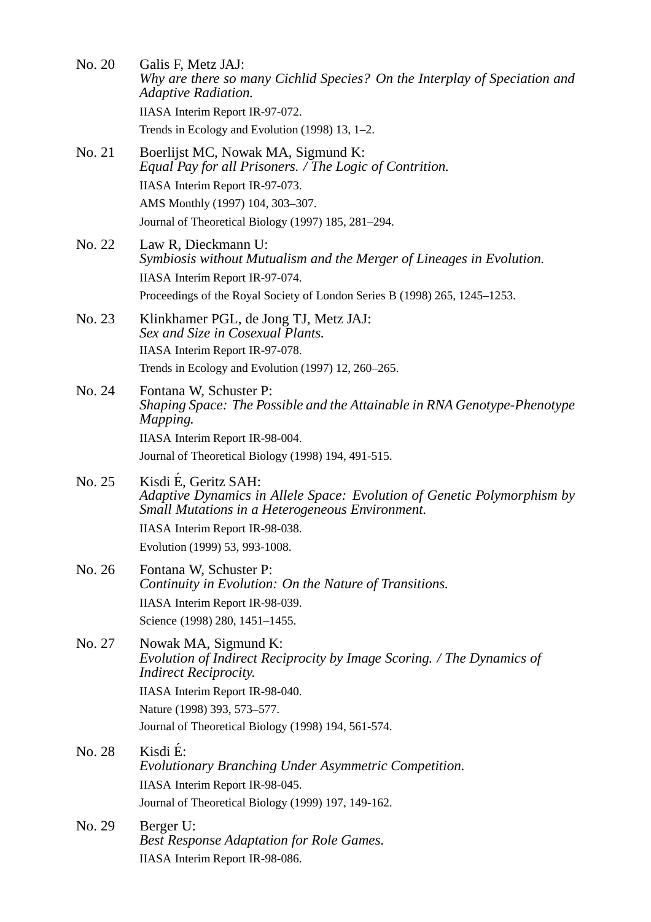No. 20 Galis F, Metz JAJ:
*Why are there so many Cichlid Species? On the Interplay of Speciation and Adaptive Radiation.*
IIASA Interim Report IR-97-072.
Trends in Ecology and Evolution (1998) 13, 1–2.

No. 21 Boerlijst MC, Nowak MA, Sigmund K:
*Equal Pay for all Prisoners. / The Logic of Contrition.*
IIASA Interim Report IR-97-073.
AMS Monthly (1997) 104, 303–307.
Journal of Theoretical Biology (1997) 185, 281–294.

No. 22 Law R, Dieckmann U:
*Symbiosis without Mutualism and the Merger of Lineages in Evolution.*
IIASA Interim Report IR-97-074.
Proceedings of the Royal Society of London Series B (1998) 265, 1245–1253.

No. 23 Klinkhamer PGL, de Jong TJ, Metz JAJ:
*Sex and Size in Cosexual Plants.*
IIASA Interim Report IR-97-078.
Trends in Ecology and Evolution (1997) 12, 260–265.

No. 24 Fontana W, Schuster P:
*Shaping Space: The Possible and the Attainable in RNA Genotype-Phenotype Mapping.*
IIASA Interim Report IR-98-004.
Journal of Theoretical Biology (1998) 194, 491-515.

No. 25 Kisdi É, Geritz SAH:
*Adaptive Dynamics in Allele Space: Evolution of Genetic Polymorphism by Small Mutations in a Heterogeneous Environment.*
IIASA Interim Report IR-98-038.
Evolution (1999) 53, 993-1008.

No. 26 Fontana W, Schuster P:
*Continuity in Evolution: On the Nature of Transitions.*
IIASA Interim Report IR-98-039.
Science (1998) 280, 1451–1455.

No. 27 Nowak MA, Sigmund K:
*Evolution of Indirect Reciprocity by Image Scoring. / The Dynamics of Indirect Reciprocity.*
IIASA Interim Report IR-98-040.
Nature (1998) 393, 573–577.
Journal of Theoretical Biology (1998) 194, 561-574.

No. 28 Kisdi É:
*Evolutionary Branching Under Asymmetric Competition.*
IIASA Interim Report IR-98-045.
Journal of Theoretical Biology (1999) 197, 149-162.

No. 29 Berger U:
*Best Response Adaptation for Role Games.*
IIASA Interim Report IR-98-086.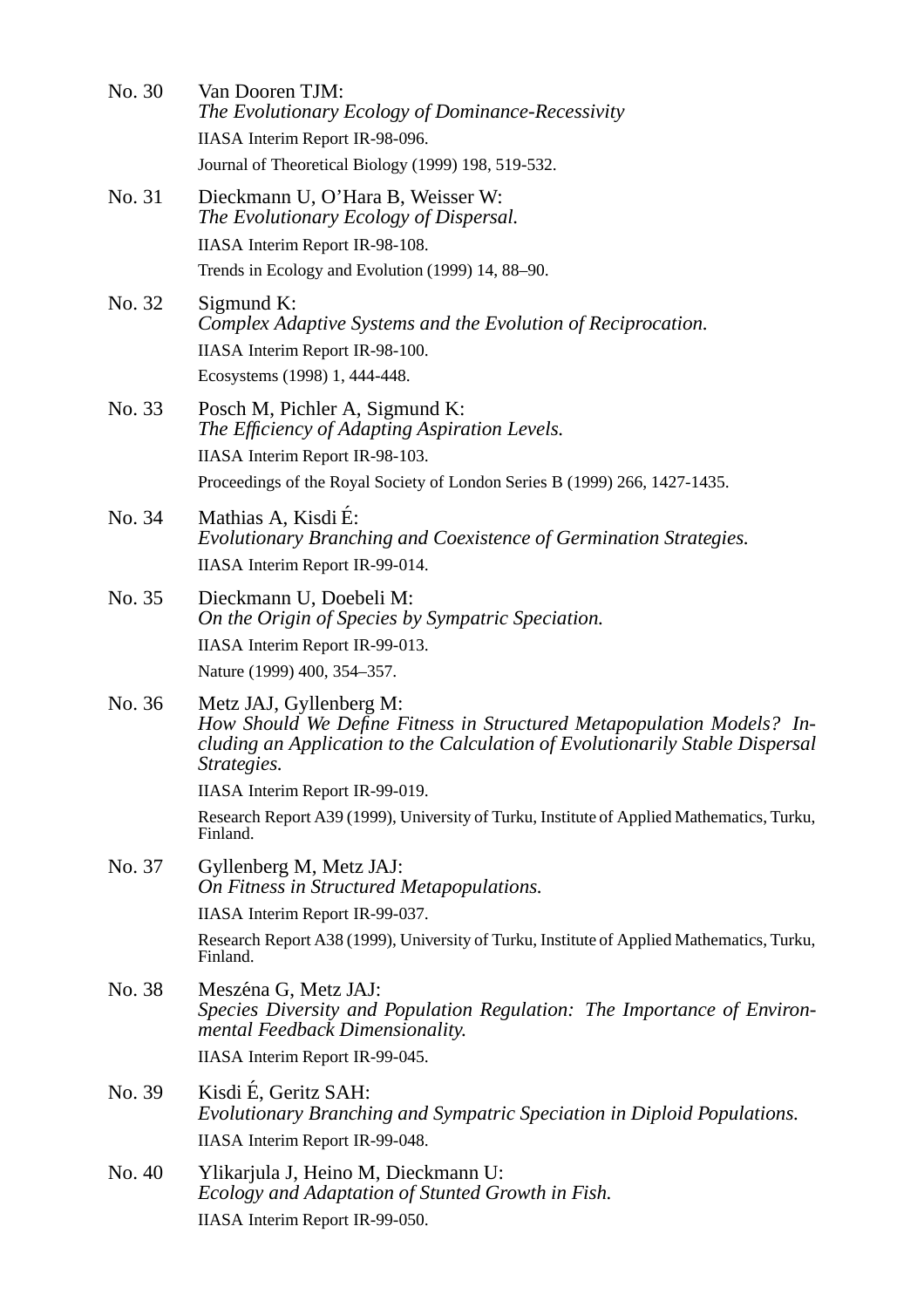No. 30 Van Dooren TJM:
*The Evolutionary Ecology of Dominance-Recessivity*
IIASA Interim Report IR-98-096.
Journal of Theoretical Biology (1999) 198, 519-532.

No. 31 Dieckmann U, O'Hara B, Weisser W:
*The Evolutionary Ecology of Dispersal.*
IIASA Interim Report IR-98-108.
Trends in Ecology and Evolution (1999) 14, 88–90.

No. 32 Sigmund K:
*Complex Adaptive Systems and the Evolution of Reciprocation.*
IIASA Interim Report IR-98-100.
Ecosystems (1998) 1, 444-448.

No. 33 Posch M, Pichler A, Sigmund K:
*The Efficiency of Adapting Aspiration Levels.*
IIASA Interim Report IR-98-103.
Proceedings of the Royal Society of London Series B (1999) 266, 1427-1435.

No. 34 Mathias A, Kisdi É:
*Evolutionary Branching and Coexistence of Germination Strategies.*
IIASA Interim Report IR-99-014.

No. 35 Dieckmann U, Doebeli M:
*On the Origin of Species by Sympatric Speciation.*
IIASA Interim Report IR-99-013.
Nature (1999) 400, 354–357.

No. 36 Metz JAJ, Gyllenberg M:
*How Should We Define Fitness in Structured Metapopulation Models? Including an Application to the Calculation of Evolutionarily Stable Dispersal Strategies.*
IIASA Interim Report IR-99-019.
Research Report A39 (1999), University of Turku, Institute of Applied Mathematics, Turku, Finland.

No. 37 Gyllenberg M, Metz JAJ:
*On Fitness in Structured Metapopulations.*
IIASA Interim Report IR-99-037.
Research Report A38 (1999), University of Turku, Institute of Applied Mathematics, Turku, Finland.

No. 38 Meszéna G, Metz JAJ:
*Species Diversity and Population Regulation: The Importance of Environmental Feedback Dimensionality.*
IIASA Interim Report IR-99-045.

No. 39 Kisdi É, Geritz SAH:
*Evolutionary Branching and Sympatric Speciation in Diploid Populations.*
IIASA Interim Report IR-99-048.

No. 40 Ylikarjula J, Heino M, Dieckmann U:
*Ecology and Adaptation of Stunted Growth in Fish.*
IIASA Interim Report IR-99-050.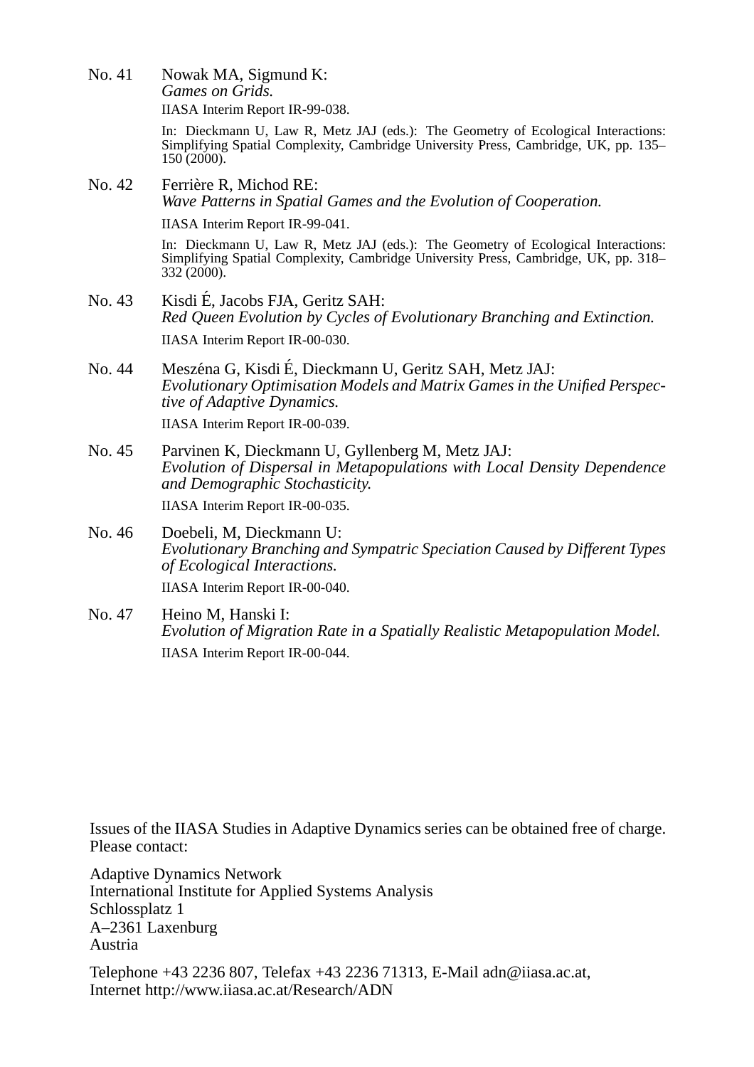No. 41 Nowak MA, Sigmund K:
*Games on Grids.*
IIASA Interim Report IR-99-038.

In: Dieckmann U, Law R, Metz JAJ (eds.): The Geometry of Ecological Interactions: Simplifying Spatial Complexity, Cambridge University Press, Cambridge, UK, pp. 135–150 (2000).

No. 42 Ferrière R, Michod RE:
*Wave Patterns in Spatial Games and the Evolution of Cooperation.*
IIASA Interim Report IR-99-041.

In: Dieckmann U, Law R, Metz JAJ (eds.): The Geometry of Ecological Interactions: Simplifying Spatial Complexity, Cambridge University Press, Cambridge, UK, pp. 318–332 (2000).

No. 43 Kisdi É, Jacobs FJA, Geritz SAH:
*Red Queen Evolution by Cycles of Evolutionary Branching and Extinction.*
IIASA Interim Report IR-00-030.

No. 44 Meszéna G, Kisdi É, Dieckmann U, Geritz SAH, Metz JAJ:
*Evolutionary Optimisation Models and Matrix Games in the Unified Perspective of Adaptive Dynamics.*
IIASA Interim Report IR-00-039.

No. 45 Parvinen K, Dieckmann U, Gyllenberg M, Metz JAJ:
*Evolution of Dispersal in Metapopulations with Local Density Dependence and Demographic Stochasticity.*
IIASA Interim Report IR-00-035.

No. 46 Doebeli, M, Dieckmann U:
*Evolutionary Branching and Sympatric Speciation Caused by Different Types of Ecological Interactions.*
IIASA Interim Report IR-00-040.

No. 47 Heino M, Hanski I:
*Evolution of Migration Rate in a Spatially Realistic Metapopulation Model.*
IIASA Interim Report IR-00-044.

Issues of the IIASA Studies in Adaptive Dynamics series can be obtained free of charge. Please contact:

Adaptive Dynamics Network
International Institute for Applied Systems Analysis
Schlossplatz 1
A–2361 Laxenburg
Austria

Telephone +43 2236 807, Telefax +43 2236 71313, E-Mail adn@iiasa.ac.at,
Internet http://www.iiasa.ac.at/Research/ADN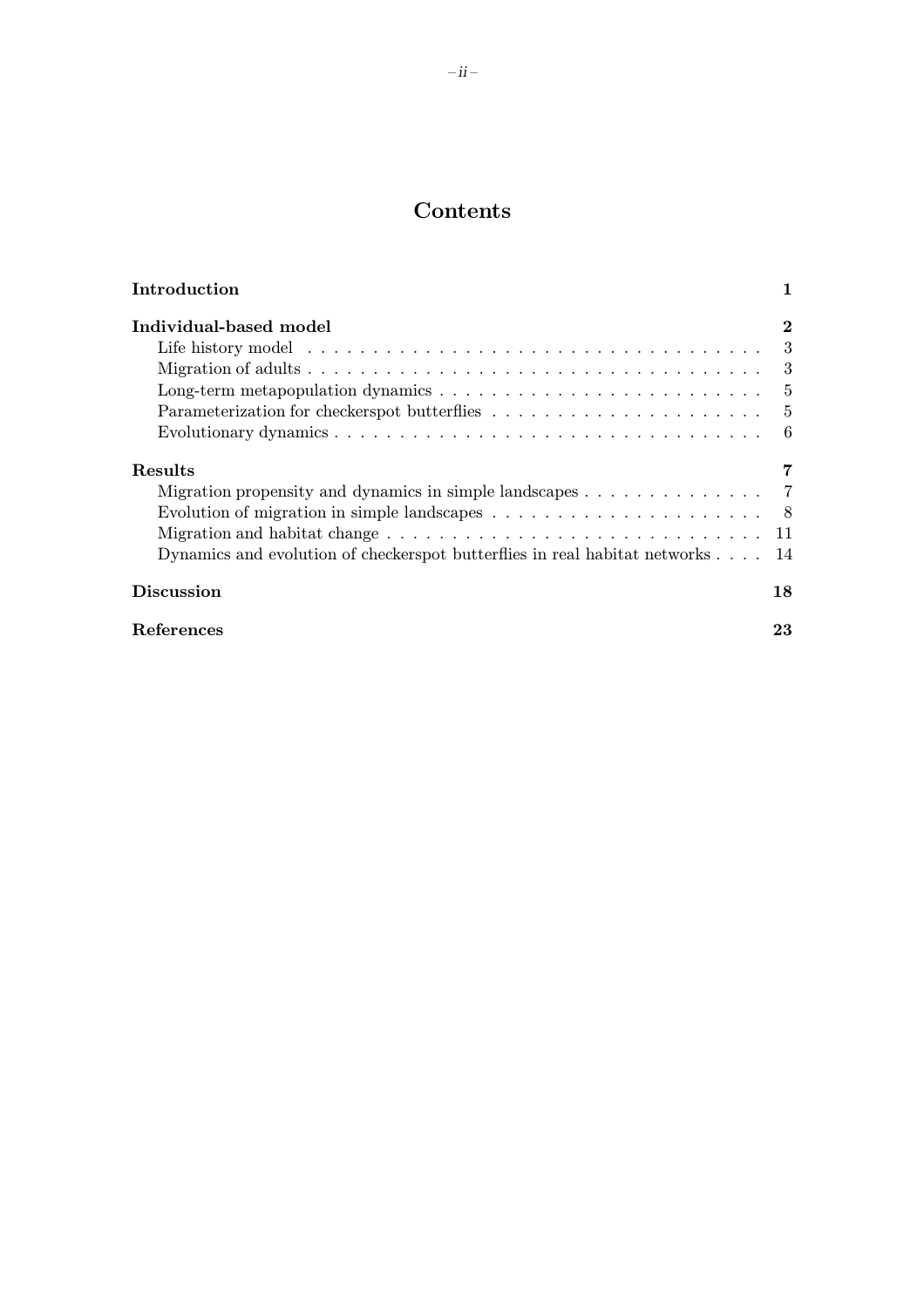# Contents

**Introduction** **1**

**Individual-based model** **2**

- Life history model 3
- Migration of adults 3
- Long-term metapopulation dynamics 5
- Parameterization for checkerspot butterflies 5
- Evolutionary dynamics 6

**Results** **7**

- Migration propensity and dynamics in simple landscapes 7
- Evolution of migration in simple landscapes 8
- Migration and habitat change 11
- Dynamics and evolution of checkerspot butterflies in real habitat networks 14

**Discussion** **18**

**References** **23**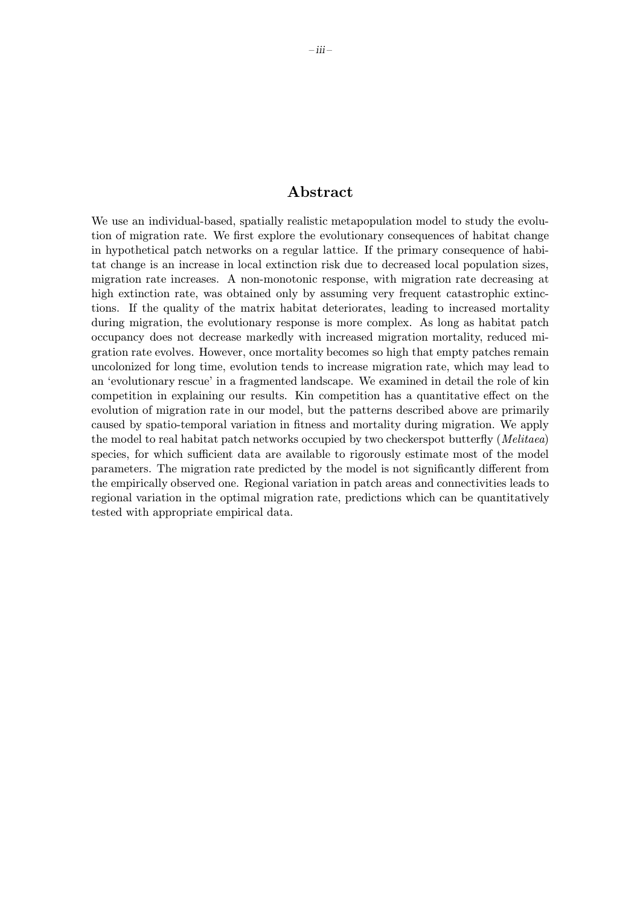# Abstract

We use an individual-based, spatially realistic metapopulation model to study the evolution of migration rate. We first explore the evolutionary consequences of habitat change in hypothetical patch networks on a regular lattice. If the primary consequence of habitat change is an increase in local extinction risk due to decreased local population sizes, migration rate increases. A non-monotonic response, with migration rate decreasing at high extinction rate, was obtained only by assuming very frequent catastrophic extinctions. If the quality of the matrix habitat deteriorates, leading to increased mortality during migration, the evolutionary response is more complex. As long as habitat patch occupancy does not decrease markedly with increased migration mortality, reduced migration rate evolves. However, once mortality becomes so high that empty patches remain uncolonized for long time, evolution tends to increase migration rate, which may lead to an 'evolutionary rescue' in a fragmented landscape. We examined in detail the role of kin competition in explaining our results. Kin competition has a quantitative effect on the evolution of migration rate in our model, but the patterns described above are primarily caused by spatio-temporal variation in fitness and mortality during migration. We apply the model to real habitat patch networks occupied by two checkerspot butterfly (*Melitaea*) species, for which sufficient data are available to rigorously estimate most of the model parameters. The migration rate predicted by the model is not significantly different from the empirically observed one. Regional variation in patch areas and connectivities leads to regional variation in the optimal migration rate, predictions which can be quantitatively tested with appropriate empirical data.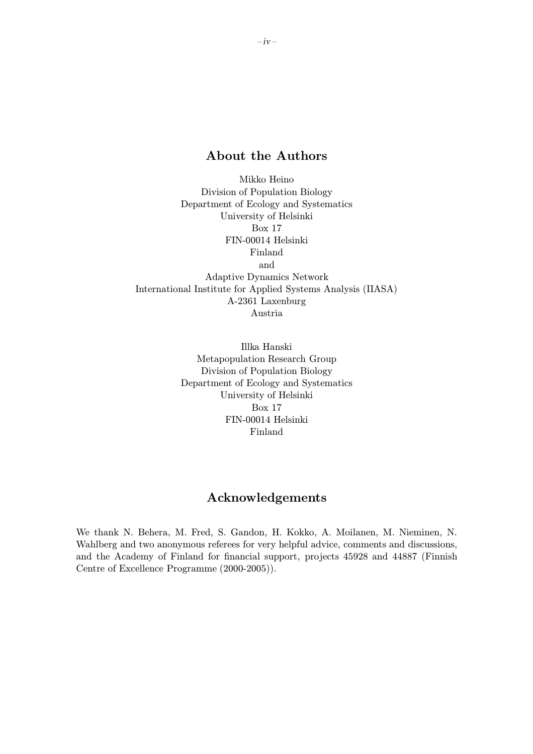## About the Authors

Mikko Heino
Division of Population Biology
Department of Ecology and Systematics
University of Helsinki
Box 17
FIN-00014 Helsinki
Finland
and
Adaptive Dynamics Network
International Institute for Applied Systems Analysis (IIASA)
A-2361 Laxenburg
Austria

Illka Hanski
Metapopulation Research Group
Division of Population Biology
Department of Ecology and Systematics
University of Helsinki
Box 17
FIN-00014 Helsinki
Finland

## Acknowledgements

We thank N. Behera, M. Fred, S. Gandon, H. Kokko, A. Moilanen, M. Nieminen, N. Wahlberg and two anonymous referees for very helpful advice, comments and discussions, and the Academy of Finland for financial support, projects 45928 and 44887 (Finnish Centre of Excellence Programme (2000-2005)).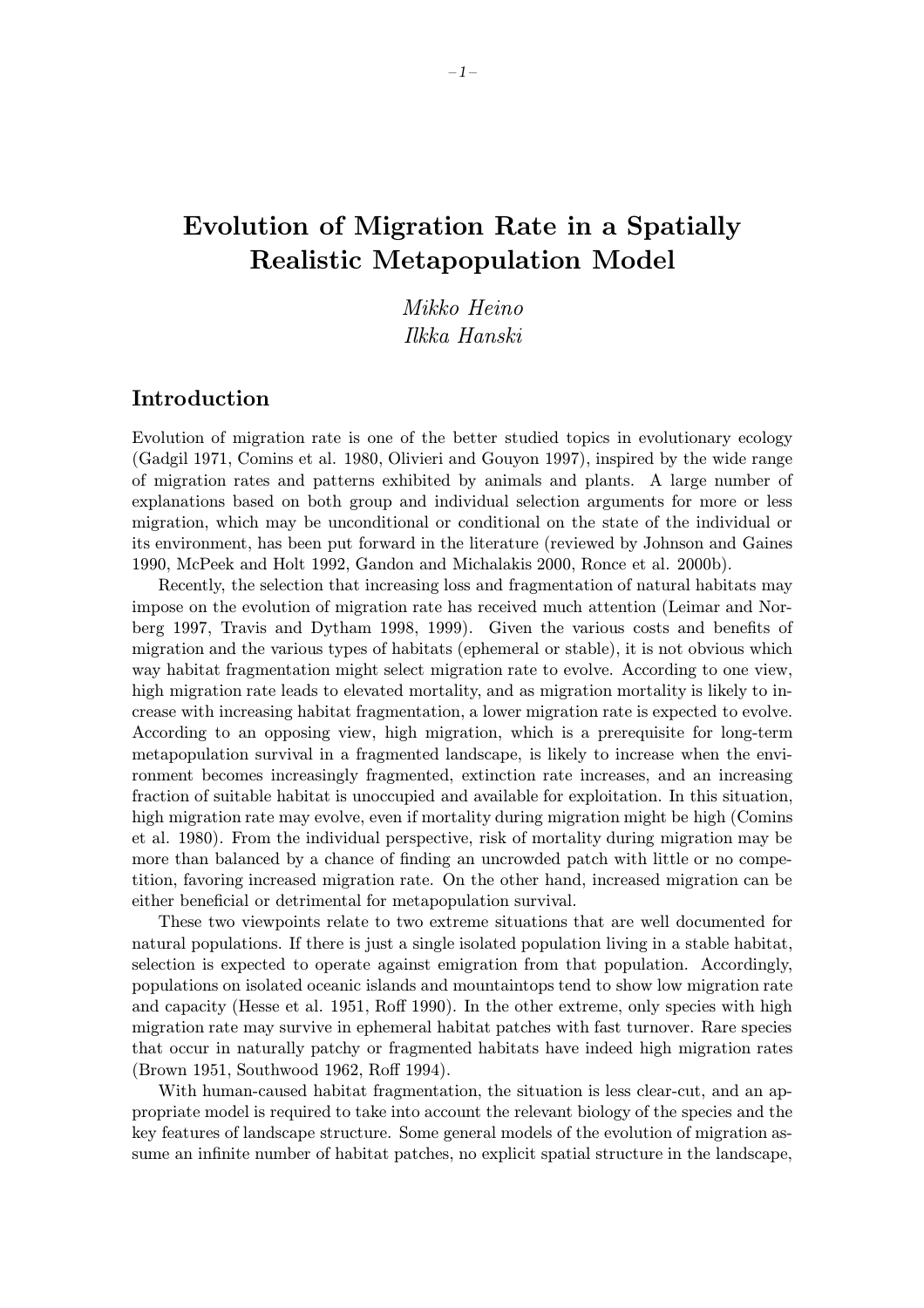# Evolution of Migration Rate in a Spatially Realistic Metapopulation Model

*Mikko Heino*
*Ilkka Hanski*

## Introduction

Evolution of migration rate is one of the better studied topics in evolutionary ecology (Gadgil 1971, Comins et al. 1980, Olivieri and Gouyon 1997), inspired by the wide range of migration rates and patterns exhibited by animals and plants. A large number of explanations based on both group and individual selection arguments for more or less migration, which may be unconditional or conditional on the state of the individual or its environment, has been put forward in the literature (reviewed by Johnson and Gaines 1990, McPeek and Holt 1992, Gandon and Michalakis 2000, Ronce et al. 2000b).

Recently, the selection that increasing loss and fragmentation of natural habitats may impose on the evolution of migration rate has received much attention (Leimar and Norberg 1997, Travis and Dytham 1998, 1999). Given the various costs and benefits of migration and the various types of habitats (ephemeral or stable), it is not obvious which way habitat fragmentation might select migration rate to evolve. According to one view, high migration rate leads to elevated mortality, and as migration mortality is likely to increase with increasing habitat fragmentation, a lower migration rate is expected to evolve. According to an opposing view, high migration, which is a prerequisite for long-term metapopulation survival in a fragmented landscape, is likely to increase when the environment becomes increasingly fragmented, extinction rate increases, and an increasing fraction of suitable habitat is unoccupied and available for exploitation. In this situation, high migration rate may evolve, even if mortality during migration might be high (Comins et al. 1980). From the individual perspective, risk of mortality during migration may be more than balanced by a chance of finding an uncrowded patch with little or no competition, favoring increased migration rate. On the other hand, increased migration can be either beneficial or detrimental for metapopulation survival.

These two viewpoints relate to two extreme situations that are well documented for natural populations. If there is just a single isolated population living in a stable habitat, selection is expected to operate against emigration from that population. Accordingly, populations on isolated oceanic islands and mountaintops tend to show low migration rate and capacity (Hesse et al. 1951, Roff 1990). In the other extreme, only species with high migration rate may survive in ephemeral habitat patches with fast turnover. Rare species that occur in naturally patchy or fragmented habitats have indeed high migration rates (Brown 1951, Southwood 1962, Roff 1994).

With human-caused habitat fragmentation, the situation is less clear-cut, and an appropriate model is required to take into account the relevant biology of the species and the key features of landscape structure. Some general models of the evolution of migration assume an infinite number of habitat patches, no explicit spatial structure in the landscape,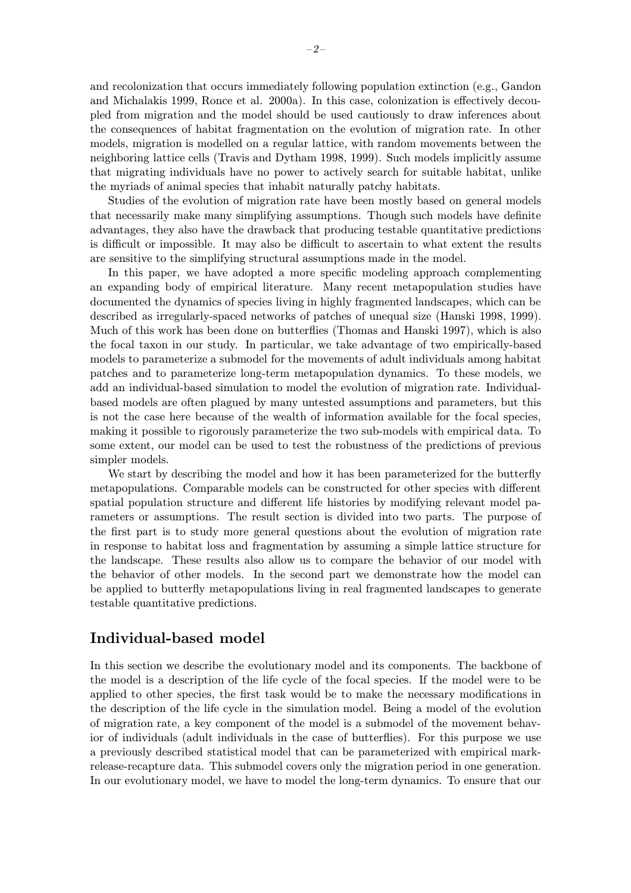and recolonization that occurs immediately following population extinction (e.g., Gandon and Michalakis 1999, Ronce et al. 2000a). In this case, colonization is effectively decoupled from migration and the model should be used cautiously to draw inferences about the consequences of habitat fragmentation on the evolution of migration rate. In other models, migration is modelled on a regular lattice, with random movements between the neighboring lattice cells (Travis and Dytham 1998, 1999). Such models implicitly assume that migrating individuals have no power to actively search for suitable habitat, unlike the myriads of animal species that inhabit naturally patchy habitats.

Studies of the evolution of migration rate have been mostly based on general models that necessarily make many simplifying assumptions. Though such models have definite advantages, they also have the drawback that producing testable quantitative predictions is difficult or impossible. It may also be difficult to ascertain to what extent the results are sensitive to the simplifying structural assumptions made in the model.

In this paper, we have adopted a more specific modeling approach complementing an expanding body of empirical literature. Many recent metapopulation studies have documented the dynamics of species living in highly fragmented landscapes, which can be described as irregularly-spaced networks of patches of unequal size (Hanski 1998, 1999). Much of this work has been done on butterflies (Thomas and Hanski 1997), which is also the focal taxon in our study. In particular, we take advantage of two empirically-based models to parameterize a submodel for the movements of adult individuals among habitat patches and to parameterize long-term metapopulation dynamics. To these models, we add an individual-based simulation to model the evolution of migration rate. Individual-based models are often plagued by many untested assumptions and parameters, but this is not the case here because of the wealth of information available for the focal species, making it possible to rigorously parameterize the two sub-models with empirical data. To some extent, our model can be used to test the robustness of the predictions of previous simpler models.

We start by describing the model and how it has been parameterized for the butterfly metapopulations. Comparable models can be constructed for other species with different spatial population structure and different life histories by modifying relevant model parameters or assumptions. The result section is divided into two parts. The purpose of the first part is to study more general questions about the evolution of migration rate in response to habitat loss and fragmentation by assuming a simple lattice structure for the landscape. These results also allow us to compare the behavior of our model with the behavior of other models. In the second part we demonstrate how the model can be applied to butterfly metapopulations living in real fragmented landscapes to generate testable quantitative predictions.

## Individual-based model

In this section we describe the evolutionary model and its components. The backbone of the model is a description of the life cycle of the focal species. If the model were to be applied to other species, the first task would be to make the necessary modifications in the description of the life cycle in the simulation model. Being a model of the evolution of migration rate, a key component of the model is a submodel of the movement behavior of individuals (adult individuals in the case of butterflies). For this purpose we use a previously described statistical model that can be parameterized with empirical mark-release-recapture data. This submodel covers only the migration period in one generation. In our evolutionary model, we have to model the long-term dynamics. To ensure that our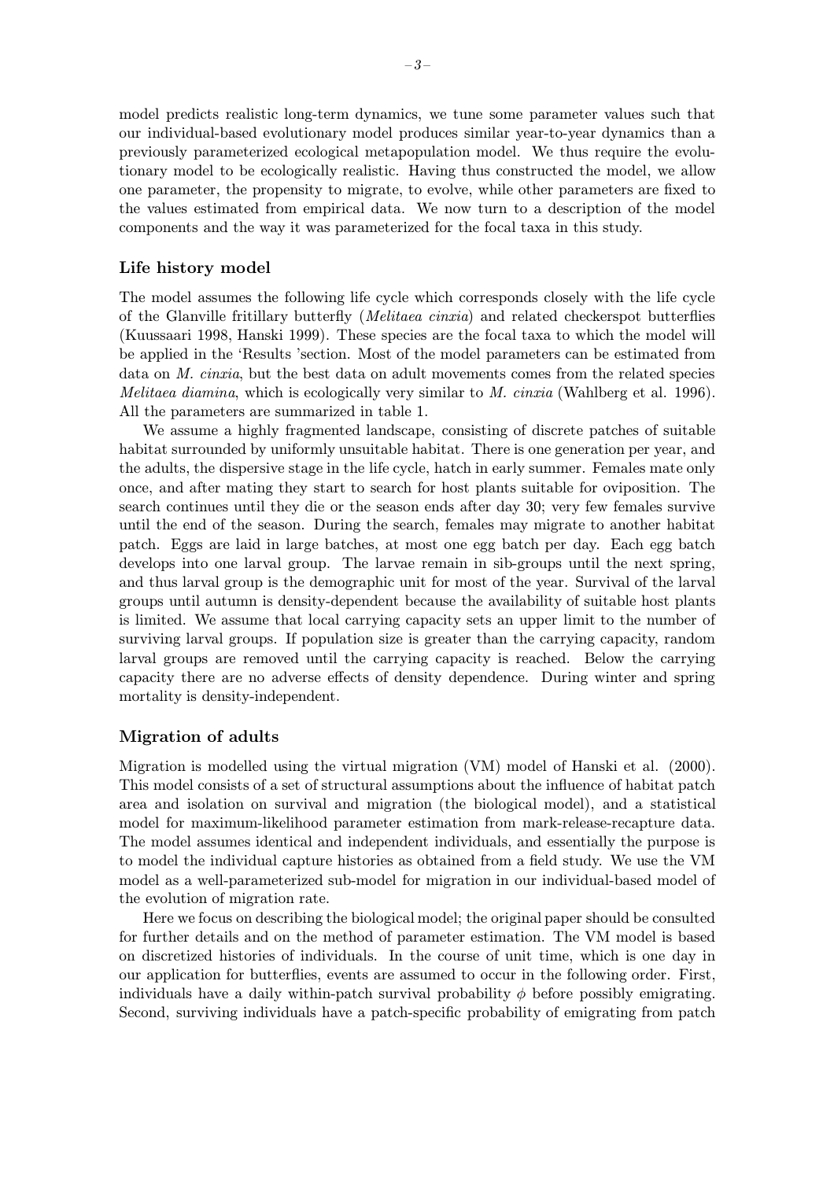model predicts realistic long-term dynamics, we tune some parameter values such that our individual-based evolutionary model produces similar year-to-year dynamics than a previously parameterized ecological metapopulation model. We thus require the evolutionary model to be ecologically realistic. Having thus constructed the model, we allow one parameter, the propensity to migrate, to evolve, while other parameters are fixed to the values estimated from empirical data. We now turn to a description of the model components and the way it was parameterized for the focal taxa in this study.

## Life history model

The model assumes the following life cycle which corresponds closely with the life cycle of the Glanville fritillary butterfly (*Melitaea cinxia*) and related checkerspot butterflies (Kuussaari 1998, Hanski 1999). These species are the focal taxa to which the model will be applied in the 'Results 'section. Most of the model parameters can be estimated from data on *M. cinxia*, but the best data on adult movements comes from the related species *Melitaea diamina*, which is ecologically very similar to *M. cinxia* (Wahlberg et al. 1996). All the parameters are summarized in table 1.

We assume a highly fragmented landscape, consisting of discrete patches of suitable habitat surrounded by uniformly unsuitable habitat. There is one generation per year, and the adults, the dispersive stage in the life cycle, hatch in early summer. Females mate only once, and after mating they start to search for host plants suitable for oviposition. The search continues until they die or the season ends after day 30; very few females survive until the end of the season. During the search, females may migrate to another habitat patch. Eggs are laid in large batches, at most one egg batch per day. Each egg batch develops into one larval group. The larvae remain in sib-groups until the next spring, and thus larval group is the demographic unit for most of the year. Survival of the larval groups until autumn is density-dependent because the availability of suitable host plants is limited. We assume that local carrying capacity sets an upper limit to the number of surviving larval groups. If population size is greater than the carrying capacity, random larval groups are removed until the carrying capacity is reached. Below the carrying capacity there are no adverse effects of density dependence. During winter and spring mortality is density-independent.

## Migration of adults

Migration is modelled using the virtual migration (VM) model of Hanski et al. (2000). This model consists of a set of structural assumptions about the influence of habitat patch area and isolation on survival and migration (the biological model), and a statistical model for maximum-likelihood parameter estimation from mark-release-recapture data. The model assumes identical and independent individuals, and essentially the purpose is to model the individual capture histories as obtained from a field study. We use the VM model as a well-parameterized sub-model for migration in our individual-based model of the evolution of migration rate.

Here we focus on describing the biological model; the original paper should be consulted for further details and on the method of parameter estimation. The VM model is based on discretized histories of individuals. In the course of unit time, which is one day in our application for butterflies, events are assumed to occur in the following order. First, individuals have a daily within-patch survival probability $\phi$ before possibly emigrating. Second, surviving individuals have a patch-specific probability of emigrating from patch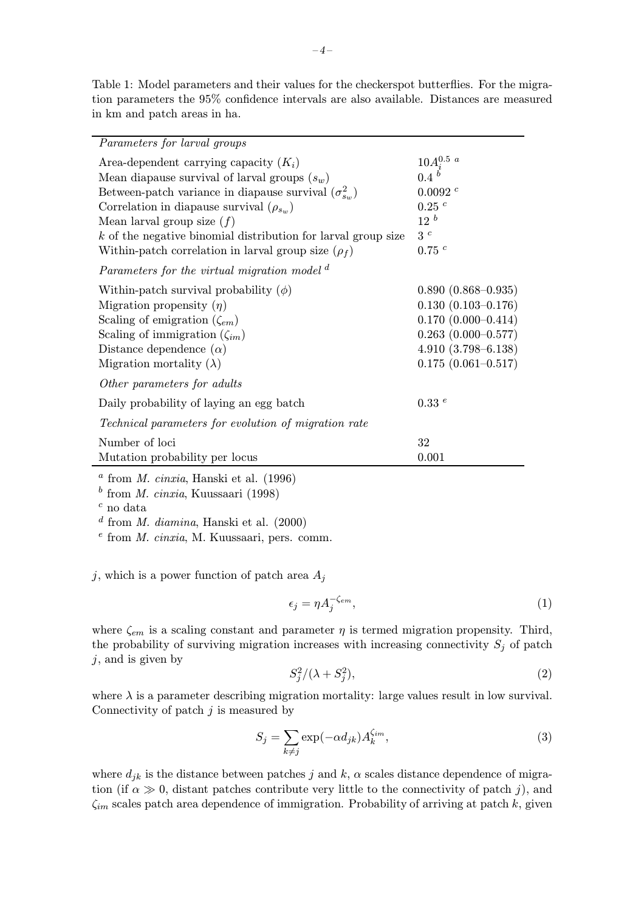Table 1: Model parameters and their values for the checkerspot butterflies. For the migration parameters the 95% confidence intervals are also available. Distances are measured in km and patch areas in ha.

| | |
|---|---|
| *Parameters for larval groups* | |
| Area-dependent carrying capacity ($K_i$) | $10A_i^{0.5}$ [a] |
| Mean diapause survival of larval groups ($s_w$) | 0.4 [b] |
| Between-patch variance in diapause survival ($\sigma^2_{s_w}$) | 0.0092 [c] |
| Correlation in diapause survival ($\rho_{s_w}$) | 0.25 [c] |
| Mean larval group size ($f$) | 12 [b] |
| $k$ of the negative binomial distribution for larval group size | 3 [c] |
| Within-patch correlation in larval group size ($\rho_f$) | 0.75 [c] |
| *Parameters for the virtual migration model* [d] | |
| Within-patch survival probability ($\phi$) | 0.890 (0.868–0.935) |
| Migration propensity ($\eta$) | 0.130 (0.103–0.176) |
| Scaling of emigration ($\zeta_{em}$) | 0.170 (0.000–0.414) |
| Scaling of immigration ($\zeta_{im}$) | 0.263 (0.000–0.577) |
| Distance dependence ($\alpha$) | 4.910 (3.798–6.138) |
| Migration mortality ($\lambda$) | 0.175 (0.061–0.517) |
| *Other parameters for adults* | |
| Daily probability of laying an egg batch | 0.33 [e] |
| *Technical parameters for evolution of migration rate* | |
| Number of loci | 32 |
| Mutation probability per locus | 0.001 |

[a] from *M. cinxia*, Hanski et al. (1996)
[b] from *M. cinxia*, Kuussaari (1998)
[c] no data
[d] from *M. diamina*, Hanski et al. (2000)
[e] from *M. cinxia*, M. Kuussaari, pers. comm.

$j$, which is a power function of patch area $A_j$

$$\epsilon_j = \eta A_j^{-\zeta_{em}}, \tag{1}$$

where $\zeta_{em}$ is a scaling constant and parameter $\eta$ is termed migration propensity. Third, the probability of surviving migration increases with increasing connectivity $S_j$ of patch $j$, and is given by

$$S_j^2/(\lambda + S_j^2), \tag{2}$$

where $\lambda$ is a parameter describing migration mortality: large values result in low survival. Connectivity of patch $j$ is measured by

$$S_j = \sum_{k \neq j} \exp(-\alpha d_{jk}) A_k^{\zeta_{im}}, \tag{3}$$

where $d_{jk}$ is the distance between patches $j$ and $k$, $\alpha$ scales distance dependence of migration (if $\alpha \gg 0$, distant patches contribute very little to the connectivity of patch $j$), and $\zeta_{im}$ scales patch area dependence of immigration. Probability of arriving at patch $k$, given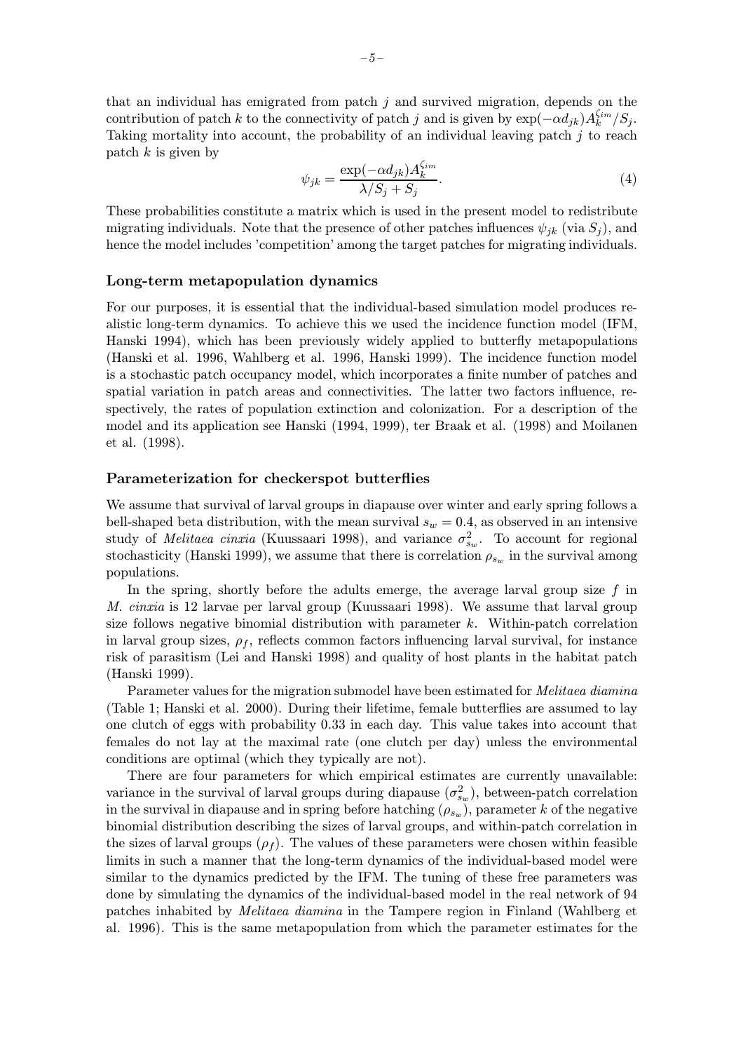that an individual has emigrated from patch $j$ and survived migration, depends on the contribution of patch $k$ to the connectivity of patch $j$ and is given by $\exp(-\alpha d_{jk}) A_k^{\zeta_{im}} / S_j$. Taking mortality into account, the probability of an individual leaving patch $j$ to reach patch $k$ is given by

$$\psi_{jk} = \frac{\exp(-\alpha d_{jk}) A_k^{\zeta_{im}}}{\lambda / S_j + S_j}. \tag{4}$$

These probabilities constitute a matrix which is used in the present model to redistribute migrating individuals. Note that the presence of other patches influences $\psi_{jk}$ (via $S_j$), and hence the model includes 'competition' among the target patches for migrating individuals.

### Long-term metapopulation dynamics

For our purposes, it is essential that the individual-based simulation model produces realistic long-term dynamics. To achieve this we used the incidence function model (IFM, Hanski 1994), which has been previously widely applied to butterfly metapopulations (Hanski et al. 1996, Wahlberg et al. 1996, Hanski 1999). The incidence function model is a stochastic patch occupancy model, which incorporates a finite number of patches and spatial variation in patch areas and connectivities. The latter two factors influence, respectively, the rates of population extinction and colonization. For a description of the model and its application see Hanski (1994, 1999), ter Braak et al. (1998) and Moilanen et al. (1998).

### Parameterization for checkerspot butterflies

We assume that survival of larval groups in diapause over winter and early spring follows a bell-shaped beta distribution, with the mean survival $s_w = 0.4$, as observed in an intensive study of *Melitaea cinxia* (Kuussaari 1998), and variance $\sigma^2_{s_w}$. To account for regional stochasticity (Hanski 1999), we assume that there is correlation $\rho_{s_w}$ in the survival among populations.

In the spring, shortly before the adults emerge, the average larval group size $f$ in *M. cinxia* is 12 larvae per larval group (Kuussaari 1998). We assume that larval group size follows negative binomial distribution with parameter $k$. Within-patch correlation in larval group sizes, $\rho_f$, reflects common factors influencing larval survival, for instance risk of parasitism (Lei and Hanski 1998) and quality of host plants in the habitat patch (Hanski 1999).

Parameter values for the migration submodel have been estimated for *Melitaea diamina* (Table 1; Hanski et al. 2000). During their lifetime, female butterflies are assumed to lay one clutch of eggs with probability 0.33 in each day. This value takes into account that females do not lay at the maximal rate (one clutch per day) unless the environmental conditions are optimal (which they typically are not).

There are four parameters for which empirical estimates are currently unavailable: variance in the survival of larval groups during diapause ($\sigma^2_{s_w}$), between-patch correlation in the survival in diapause and in spring before hatching ($\rho_{s_w}$), parameter $k$ of the negative binomial distribution describing the sizes of larval groups, and within-patch correlation in the sizes of larval groups ($\rho_f$). The values of these parameters were chosen within feasible limits in such a manner that the long-term dynamics of the individual-based model were similar to the dynamics predicted by the IFM. The tuning of these free parameters was done by simulating the dynamics of the individual-based model in the real network of 94 patches inhabited by *Melitaea diamina* in the Tampere region in Finland (Wahlberg et al. 1996). This is the same metapopulation from which the parameter estimates for the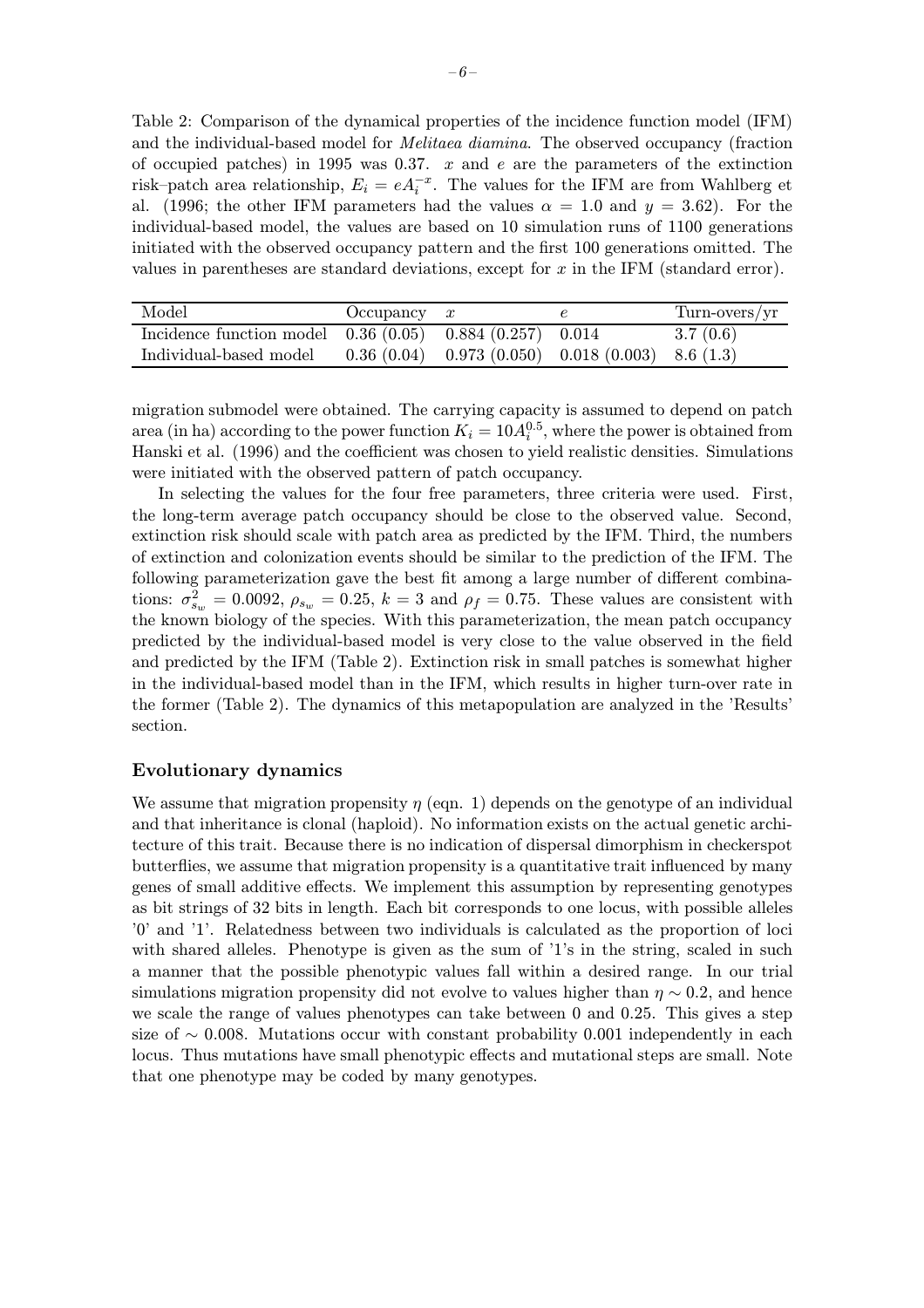Table 2: Comparison of the dynamical properties of the incidence function model (IFM) and the individual-based model for *Melitaea diamina*. The observed occupancy (fraction of occupied patches) in 1995 was 0.37. $x$ and $e$ are the parameters of the extinction risk–patch area relationship, $E_i = eA_i^{-x}$. The values for the IFM are from Wahlberg et al. (1996; the other IFM parameters had the values $\alpha = 1.0$ and $y = 3.62$). For the individual-based model, the values are based on 10 simulation runs of 1100 generations initiated with the observed occupancy pattern and the first 100 generations omitted. The values in parentheses are standard deviations, except for $x$ in the IFM (standard error).

| Model | Occupancy | $x$ | $e$ | Turn-overs/yr |
|---|---|---|---|---|
| Incidence function model | 0.36 (0.05) | 0.884 (0.257) | 0.014 | 3.7 (0.6) |
| Individual-based model | 0.36 (0.04) | 0.973 (0.050) | 0.018 (0.003) | 8.6 (1.3) |

migration submodel were obtained. The carrying capacity is assumed to depend on patch area (in ha) according to the power function $K_i = 10A_i^{0.5}$, where the power is obtained from Hanski et al. (1996) and the coefficient was chosen to yield realistic densities. Simulations were initiated with the observed pattern of patch occupancy.

In selecting the values for the four free parameters, three criteria were used. First, the long-term average patch occupancy should be close to the observed value. Second, extinction risk should scale with patch area as predicted by the IFM. Third, the numbers of extinction and colonization events should be similar to the prediction of the IFM. The following parameterization gave the best fit among a large number of different combinations: $\sigma^2_{s_w} = 0.0092$, $\rho_{s_w} = 0.25$, $k = 3$ and $\rho_f = 0.75$. These values are consistent with the known biology of the species. With this parameterization, the mean patch occupancy predicted by the individual-based model is very close to the value observed in the field and predicted by the IFM (Table 2). Extinction risk in small patches is somewhat higher in the individual-based model than in the IFM, which results in higher turn-over rate in the former (Table 2). The dynamics of this metapopulation are analyzed in the 'Results' section.

### Evolutionary dynamics

We assume that migration propensity $\eta$ (eqn. 1) depends on the genotype of an individual and that inheritance is clonal (haploid). No information exists on the actual genetic architecture of this trait. Because there is no indication of dispersal dimorphism in checkerspot butterflies, we assume that migration propensity is a quantitative trait influenced by many genes of small additive effects. We implement this assumption by representing genotypes as bit strings of 32 bits in length. Each bit corresponds to one locus, with possible alleles '0' and '1'. Relatedness between two individuals is calculated as the proportion of loci with shared alleles. Phenotype is given as the sum of '1's in the string, scaled in such a manner that the possible phenotypic values fall within a desired range. In our trial simulations migration propensity did not evolve to values higher than $\eta \sim 0.2$, and hence we scale the range of values phenotypes can take between 0 and 0.25. This gives a step size of $\sim 0.008$. Mutations occur with constant probability 0.001 independently in each locus. Thus mutations have small phenotypic effects and mutational steps are small. Note that one phenotype may be coded by many genotypes.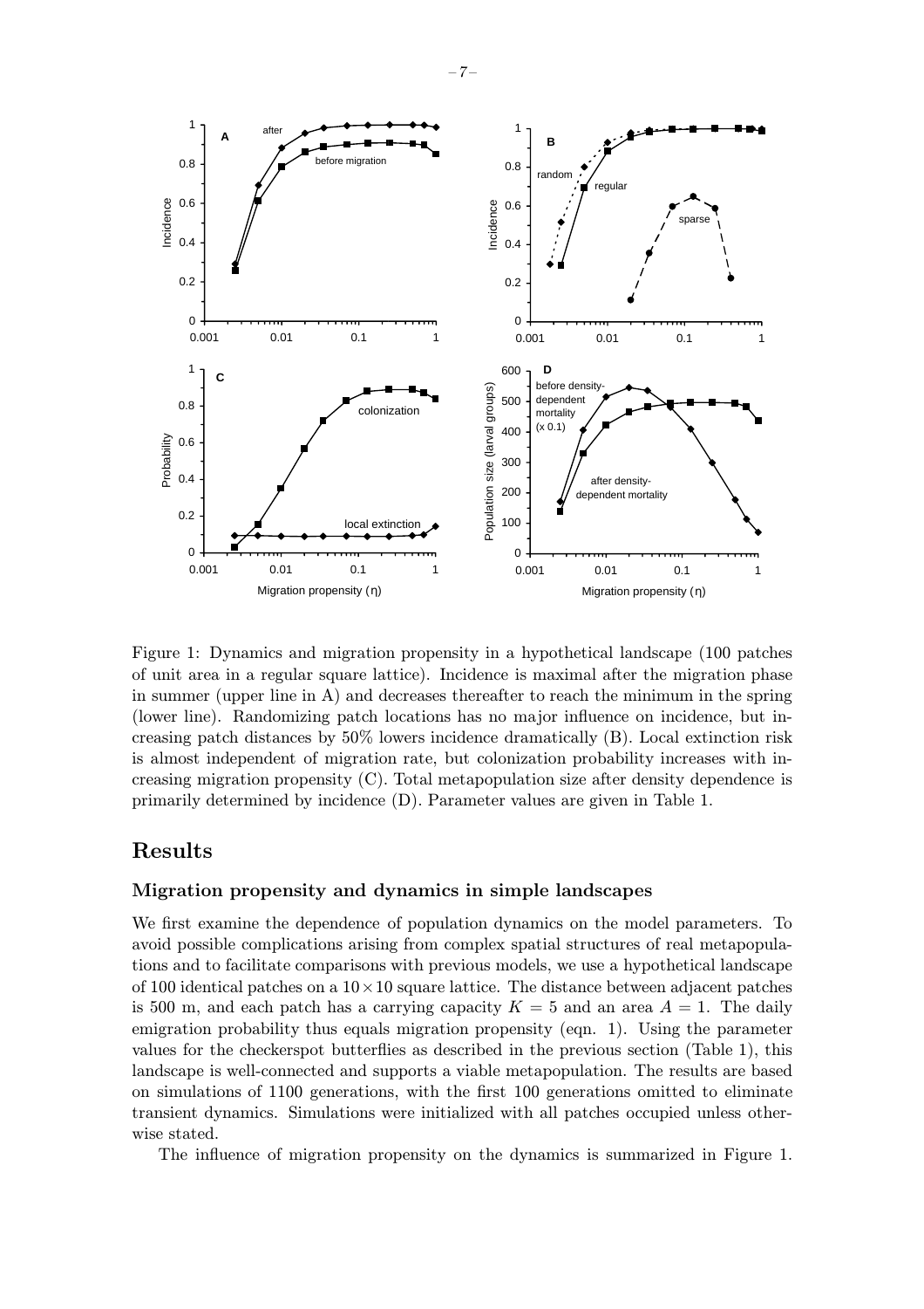Figure 1: Dynamics and migration propensity in a hypothetical landscape (100 patches of unit area in a regular square lattice). Incidence is maximal after the migration phase in summer (upper line in A) and decreases thereafter to reach the minimum in the spring (lower line). Randomizing patch locations has no major influence on incidence, but increasing patch distances by 50% lowers incidence dramatically (B). Local extinction risk is almost independent of migration rate, but colonization probability increases with increasing migration propensity (C). Total metapopulation size after density dependence is primarily determined by incidence (D). Parameter values are given in Table 1.

## Results

### Migration propensity and dynamics in simple landscapes

We first examine the dependence of population dynamics on the model parameters. To avoid possible complications arising from complex spatial structures of real metapopulations and to facilitate comparisons with previous models, we use a hypothetical landscape of 100 identical patches on a $10 \times 10$ square lattice. The distance between adjacent patches is 500 m, and each patch has a carrying capacity $K = 5$ and an area $A = 1$. The daily emigration probability thus equals migration propensity (eqn. 1). Using the parameter values for the checkerspot butterflies as described in the previous section (Table 1), this landscape is well-connected and supports a viable metapopulation. The results are based on simulations of 1100 generations, with the first 100 generations omitted to eliminate transient dynamics. Simulations were initialized with all patches occupied unless otherwise stated.

The influence of migration propensity on the dynamics is summarized in Figure 1.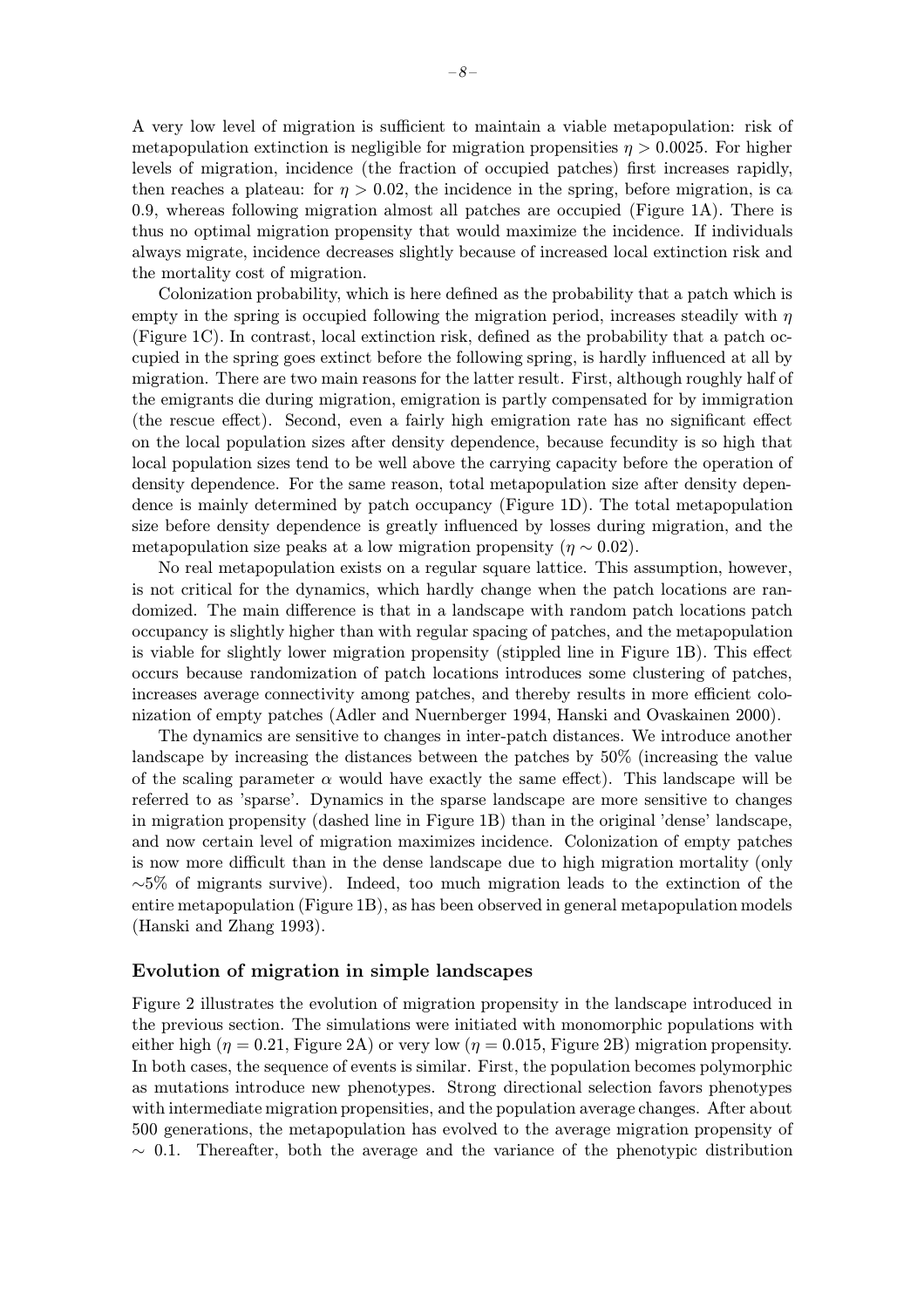A very low level of migration is sufficient to maintain a viable metapopulation: risk of metapopulation extinction is negligible for migration propensities $\eta > 0.0025$. For higher levels of migration, incidence (the fraction of occupied patches) first increases rapidly, then reaches a plateau: for $\eta > 0.02$, the incidence in the spring, before migration, is ca 0.9, whereas following migration almost all patches are occupied (Figure 1A). There is thus no optimal migration propensity that would maximize the incidence. If individuals always migrate, incidence decreases slightly because of increased local extinction risk and the mortality cost of migration.

Colonization probability, which is here defined as the probability that a patch which is empty in the spring is occupied following the migration period, increases steadily with $\eta$ (Figure 1C). In contrast, local extinction risk, defined as the probability that a patch occupied in the spring goes extinct before the following spring, is hardly influenced at all by migration. There are two main reasons for the latter result. First, although roughly half of the emigrants die during migration, emigration is partly compensated for by immigration (the rescue effect). Second, even a fairly high emigration rate has no significant effect on the local population sizes after density dependence, because fecundity is so high that local population sizes tend to be well above the carrying capacity before the operation of density dependence. For the same reason, total metapopulation size after density dependence is mainly determined by patch occupancy (Figure 1D). The total metapopulation size before density dependence is greatly influenced by losses during migration, and the metapopulation size peaks at a low migration propensity ($\eta \sim 0.02$).

No real metapopulation exists on a regular square lattice. This assumption, however, is not critical for the dynamics, which hardly change when the patch locations are randomized. The main difference is that in a landscape with random patch locations patch occupancy is slightly higher than with regular spacing of patches, and the metapopulation is viable for slightly lower migration propensity (stippled line in Figure 1B). This effect occurs because randomization of patch locations introduces some clustering of patches, increases average connectivity among patches, and thereby results in more efficient colonization of empty patches (Adler and Nuernberger 1994, Hanski and Ovaskainen 2000).

The dynamics are sensitive to changes in inter-patch distances. We introduce another landscape by increasing the distances between the patches by 50% (increasing the value of the scaling parameter $\alpha$ would have exactly the same effect). This landscape will be referred to as 'sparse'. Dynamics in the sparse landscape are more sensitive to changes in migration propensity (dashed line in Figure 1B) than in the original 'dense' landscape, and now certain level of migration maximizes incidence. Colonization of empty patches is now more difficult than in the dense landscape due to high migration mortality (only $\sim$5% of migrants survive). Indeed, too much migration leads to the extinction of the entire metapopulation (Figure 1B), as has been observed in general metapopulation models (Hanski and Zhang 1993).

## Evolution of migration in simple landscapes

Figure 2 illustrates the evolution of migration propensity in the landscape introduced in the previous section. The simulations were initiated with monomorphic populations with either high ($\eta = 0.21$, Figure 2A) or very low ($\eta = 0.015$, Figure 2B) migration propensity. In both cases, the sequence of events is similar. First, the population becomes polymorphic as mutations introduce new phenotypes. Strong directional selection favors phenotypes with intermediate migration propensities, and the population average changes. After about 500 generations, the metapopulation has evolved to the average migration propensity of $\sim 0.1$. Thereafter, both the average and the variance of the phenotypic distribution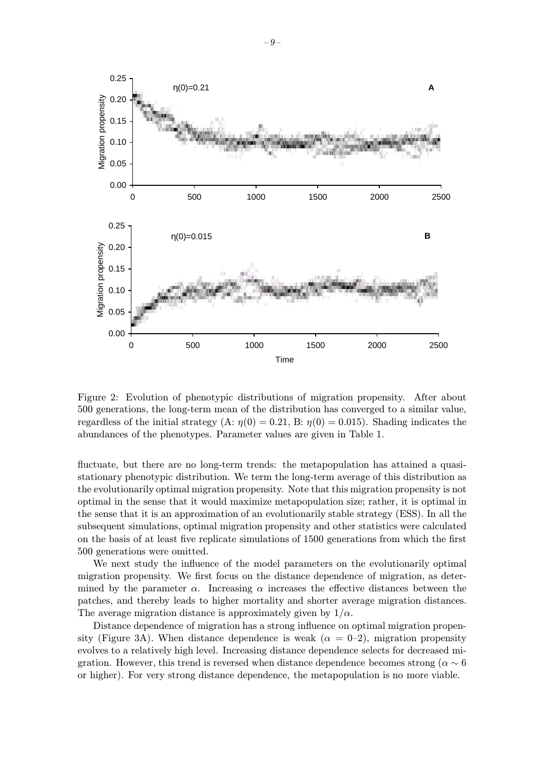Figure 2: Evolution of phenotypic distributions of migration propensity. After about 500 generations, the long-term mean of the distribution has converged to a similar value, regardless of the initial strategy (A: $\eta(0) = 0.21$, B: $\eta(0) = 0.015$). Shading indicates the abundances of the phenotypes. Parameter values are given in Table 1.

fluctuate, but there are no long-term trends: the metapopulation has attained a quasi-stationary phenotypic distribution. We term the long-term average of this distribution as the evolutionarily optimal migration propensity. Note that this migration propensity is not optimal in the sense that it would maximize metapopulation size; rather, it is optimal in the sense that it is an approximation of an evolutionarily stable strategy (ESS). In all the subsequent simulations, optimal migration propensity and other statistics were calculated on the basis of at least five replicate simulations of 1500 generations from which the first 500 generations were omitted.

We next study the influence of the model parameters on the evolutionarily optimal migration propensity. We first focus on the distance dependence of migration, as determined by the parameter $\alpha$. Increasing $\alpha$ increases the effective distances between the patches, and thereby leads to higher mortality and shorter average migration distances. The average migration distance is approximately given by $1/\alpha$.

Distance dependence of migration has a strong influence on optimal migration propensity (Figure 3A). When distance dependence is weak ($\alpha$ = 0–2), migration propensity evolves to a relatively high level. Increasing distance dependence selects for decreased migration. However, this trend is reversed when distance dependence becomes strong ($\alpha \sim 6$ or higher). For very strong distance dependence, the metapopulation is no more viable.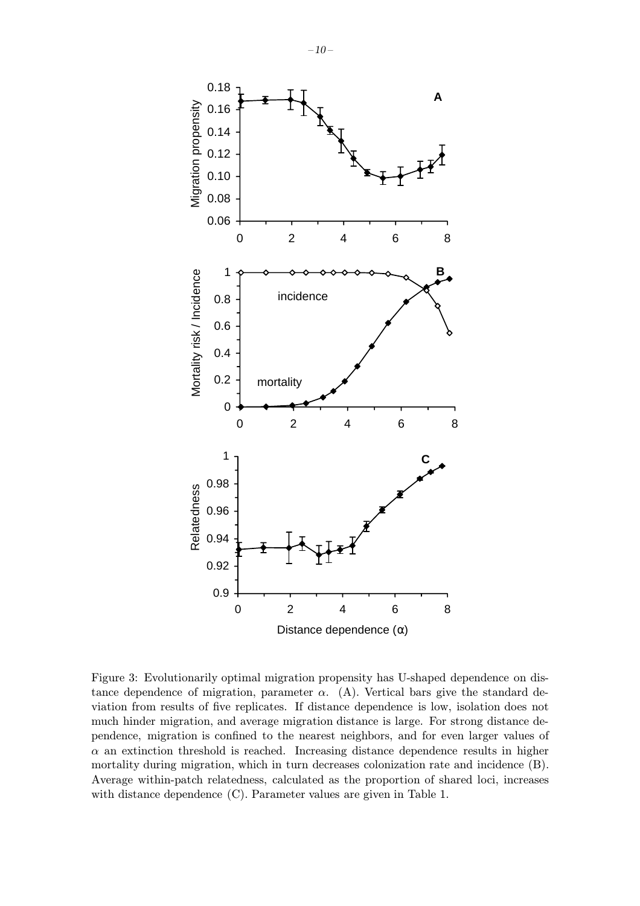Figure 3: Evolutionarily optimal migration propensity has U-shaped dependence on distance dependence of migration, parameter $\alpha$. (A). Vertical bars give the standard deviation from results of five replicates. If distance dependence is low, isolation does not much hinder migration, and average migration distance is large. For strong distance dependence, migration is confined to the nearest neighbors, and for even larger values of $\alpha$ an extinction threshold is reached. Increasing distance dependence results in higher mortality during migration, which in turn decreases colonization rate and incidence (B). Average within-patch relatedness, calculated as the proportion of shared loci, increases with distance dependence (C). Parameter values are given in Table 1.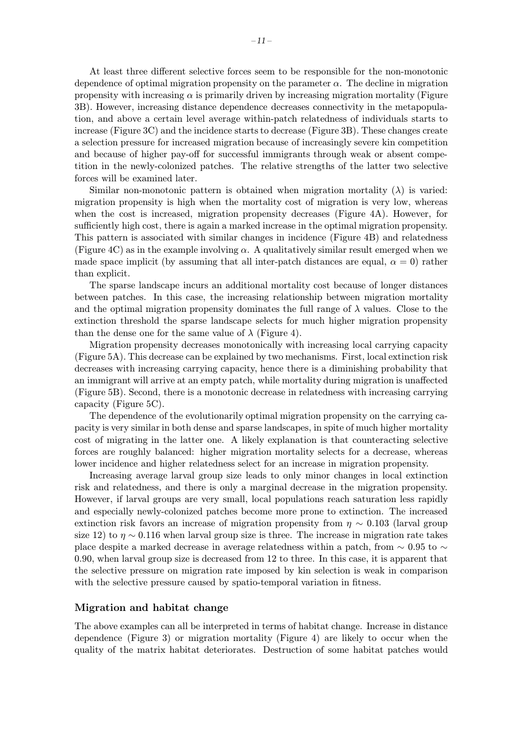At least three different selective forces seem to be responsible for the non-monotonic dependence of optimal migration propensity on the parameter $\alpha$. The decline in migration propensity with increasing $\alpha$ is primarily driven by increasing migration mortality (Figure 3B). However, increasing distance dependence decreases connectivity in the metapopulation, and above a certain level average within-patch relatedness of individuals starts to increase (Figure 3C) and the incidence starts to decrease (Figure 3B). These changes create a selection pressure for increased migration because of increasingly severe kin competition and because of higher pay-off for successful immigrants through weak or absent competition in the newly-colonized patches. The relative strengths of the latter two selective forces will be examined later.

Similar non-monotonic pattern is obtained when migration mortality ($\lambda$) is varied: migration propensity is high when the mortality cost of migration is very low, whereas when the cost is increased, migration propensity decreases (Figure 4A). However, for sufficiently high cost, there is again a marked increase in the optimal migration propensity. This pattern is associated with similar changes in incidence (Figure 4B) and relatedness (Figure 4C) as in the example involving $\alpha$. A qualitatively similar result emerged when we made space implicit (by assuming that all inter-patch distances are equal, $\alpha = 0$) rather than explicit.

The sparse landscape incurs an additional mortality cost because of longer distances between patches. In this case, the increasing relationship between migration mortality and the optimal migration propensity dominates the full range of $\lambda$ values. Close to the extinction threshold the sparse landscape selects for much higher migration propensity than the dense one for the same value of $\lambda$ (Figure 4).

Migration propensity decreases monotonically with increasing local carrying capacity (Figure 5A). This decrease can be explained by two mechanisms. First, local extinction risk decreases with increasing carrying capacity, hence there is a diminishing probability that an immigrant will arrive at an empty patch, while mortality during migration is unaffected (Figure 5B). Second, there is a monotonic decrease in relatedness with increasing carrying capacity (Figure 5C).

The dependence of the evolutionarily optimal migration propensity on the carrying capacity is very similar in both dense and sparse landscapes, in spite of much higher mortality cost of migrating in the latter one. A likely explanation is that counteracting selective forces are roughly balanced: higher migration mortality selects for a decrease, whereas lower incidence and higher relatedness select for an increase in migration propensity.

Increasing average larval group size leads to only minor changes in local extinction risk and relatedness, and there is only a marginal decrease in the migration propensity. However, if larval groups are very small, local populations reach saturation less rapidly and especially newly-colonized patches become more prone to extinction. The increased extinction risk favors an increase of migration propensity from $\eta \sim 0.103$ (larval group size 12) to $\eta \sim 0.116$ when larval group size is three. The increase in migration rate takes place despite a marked decrease in average relatedness within a patch, from $\sim 0.95$ to $\sim 0.90$, when larval group size is decreased from 12 to three. In this case, it is apparent that the selective pressure on migration rate imposed by kin selection is weak in comparison with the selective pressure caused by spatio-temporal variation in fitness.

## Migration and habitat change

The above examples can all be interpreted in terms of habitat change. Increase in distance dependence (Figure 3) or migration mortality (Figure 4) are likely to occur when the quality of the matrix habitat deteriorates. Destruction of some habitat patches would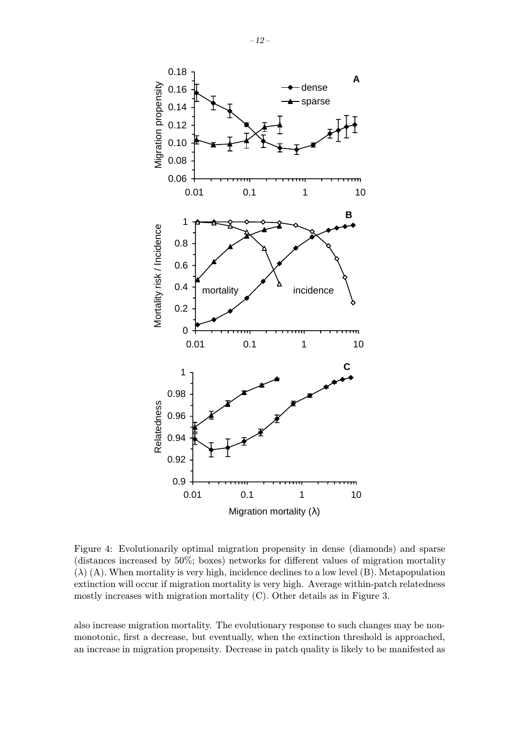Figure 4: Evolutionarily optimal migration propensity in dense (diamonds) and sparse (distances increased by 50%; boxes) networks for different values of migration mortality ($\lambda$) (A). When mortality is very high, incidence declines to a low level (B). Metapopulation extinction will occur if migration mortality is very high. Average within-patch relatedness mostly increases with migration mortality (C). Other details as in Figure 3.

also increase migration mortality. The evolutionary response to such changes may be non-monotonic, first a decrease, but eventually, when the extinction threshold is approached, an increase in migration propensity. Decrease in patch quality is likely to be manifested as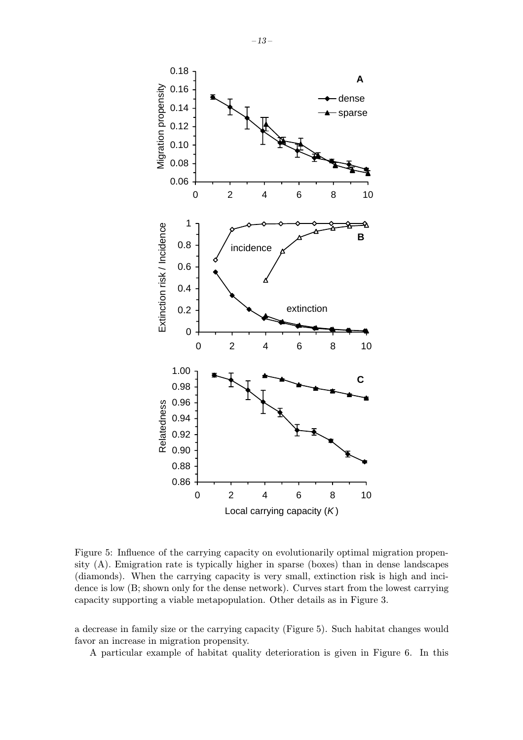Figure 5: Influence of the carrying capacity on evolutionarily optimal migration propensity (A). Emigration rate is typically higher in sparse (boxes) than in dense landscapes (diamonds). When the carrying capacity is very small, extinction risk is high and incidence is low (B; shown only for the dense network). Curves start from the lowest carrying capacity supporting a viable metapopulation. Other details as in Figure 3.

a decrease in family size or the carrying capacity (Figure 5). Such habitat changes would favor an increase in migration propensity.

A particular example of habitat quality deterioration is given in Figure 6. In this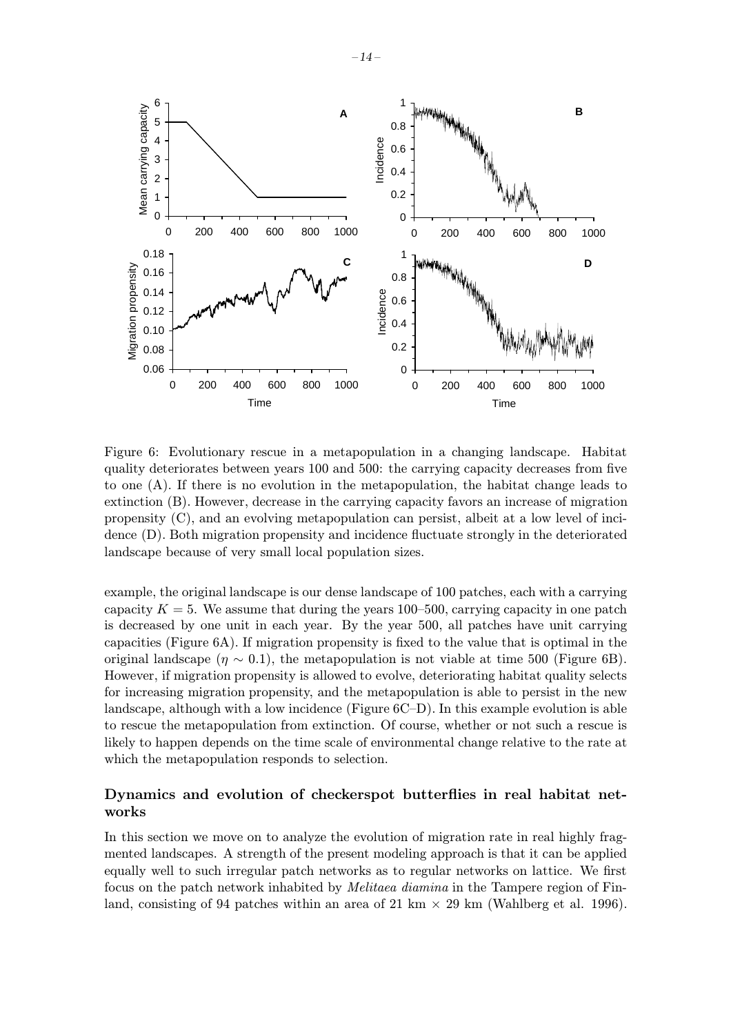Figure 6: Evolutionary rescue in a metapopulation in a changing landscape. Habitat quality deteriorates between years 100 and 500: the carrying capacity decreases from five to one (A). If there is no evolution in the metapopulation, the habitat change leads to extinction (B). However, decrease in the carrying capacity favors an increase of migration propensity (C), and an evolving metapopulation can persist, albeit at a low level of incidence (D). Both migration propensity and incidence fluctuate strongly in the deteriorated landscape because of very small local population sizes.

example, the original landscape is our dense landscape of 100 patches, each with a carrying capacity $K = 5$. We assume that during the years 100–500, carrying capacity in one patch is decreased by one unit in each year. By the year 500, all patches have unit carrying capacities (Figure 6A). If migration propensity is fixed to the value that is optimal in the original landscape ($\eta \sim 0.1$), the metapopulation is not viable at time 500 (Figure 6B). However, if migration propensity is allowed to evolve, deteriorating habitat quality selects for increasing migration propensity, and the metapopulation is able to persist in the new landscape, although with a low incidence (Figure 6C–D). In this example evolution is able to rescue the metapopulation from extinction. Of course, whether or not such a rescue is likely to happen depends on the time scale of environmental change relative to the rate at which the metapopulation responds to selection.

### Dynamics and evolution of checkerspot butterflies in real habitat networks

In this section we move on to analyze the evolution of migration rate in real highly fragmented landscapes. A strength of the present modeling approach is that it can be applied equally well to such irregular patch networks as to regular networks on lattice. We first focus on the patch network inhabited by *Melitaea diamina* in the Tampere region of Finland, consisting of 94 patches within an area of 21 km $\times$ 29 km (Wahlberg et al. 1996).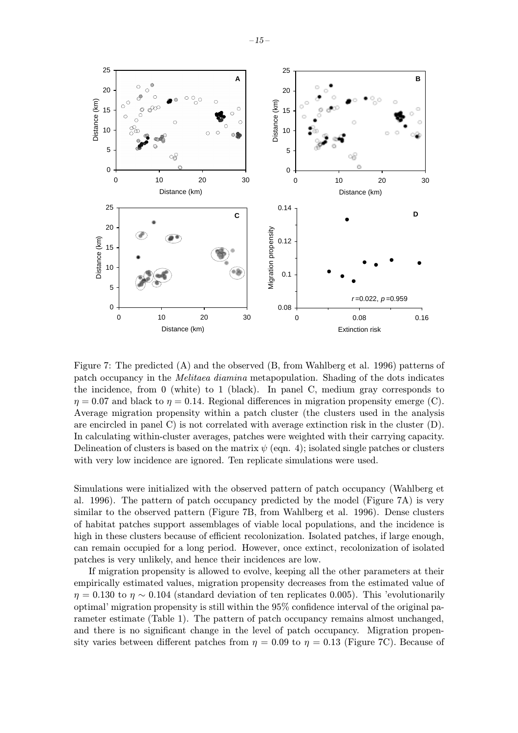Figure 7: The predicted (A) and the observed (B, from Wahlberg et al. 1996) patterns of patch occupancy in the *Melitaea diamina* metapopulation. Shading of the dots indicates the incidence, from 0 (white) to 1 (black). In panel C, medium gray corresponds to $\eta = 0.07$ and black to $\eta = 0.14$. Regional differences in migration propensity emerge (C). Average migration propensity within a patch cluster (the clusters used in the analysis are encircled in panel C) is not correlated with average extinction risk in the cluster (D). In calculating within-cluster averages, patches were weighted with their carrying capacity. Delineation of clusters is based on the matrix $\psi$ (eqn. 4); isolated single patches or clusters with very low incidence are ignored. Ten replicate simulations were used.

Simulations were initialized with the observed pattern of patch occupancy (Wahlberg et al. 1996). The pattern of patch occupancy predicted by the model (Figure 7A) is very similar to the observed pattern (Figure 7B, from Wahlberg et al. 1996). Dense clusters of habitat patches support assemblages of viable local populations, and the incidence is high in these clusters because of efficient recolonization. Isolated patches, if large enough, can remain occupied for a long period. However, once extinct, recolonization of isolated patches is very unlikely, and hence their incidences are low.

If migration propensity is allowed to evolve, keeping all the other parameters at their empirically estimated values, migration propensity decreases from the estimated value of $\eta = 0.130$ to $\eta \sim 0.104$ (standard deviation of ten replicates 0.005). This 'evolutionarily optimal' migration propensity is still within the 95% confidence interval of the original parameter estimate (Table 1). The pattern of patch occupancy remains almost unchanged, and there is no significant change in the level of patch occupancy. Migration propensity varies between different patches from $\eta = 0.09$ to $\eta = 0.13$ (Figure 7C). Because of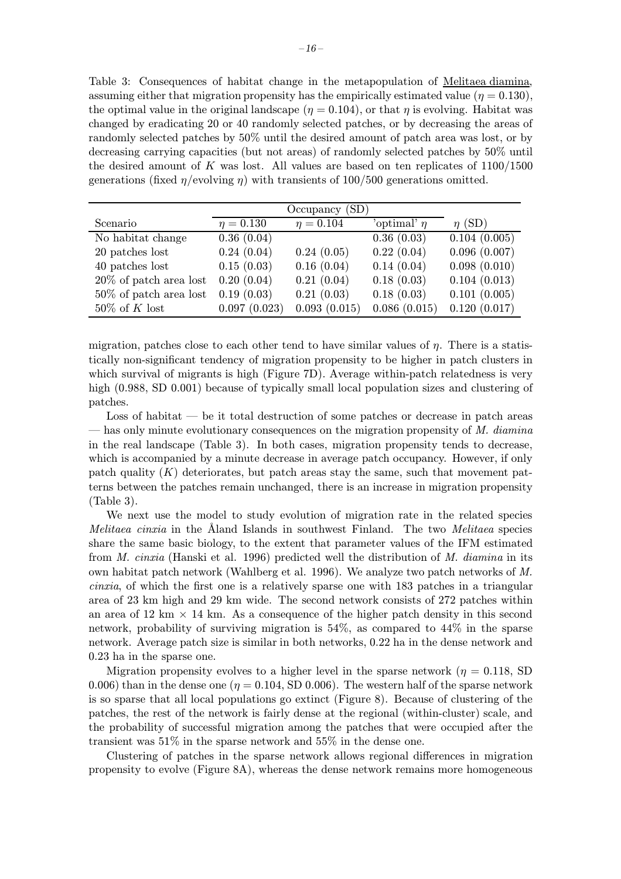Table 3: Consequences of habitat change in the metapopulation of Melitaea diamina, assuming either that migration propensity has the empirically estimated value ($\eta = 0.130$), the optimal value in the original landscape ($\eta = 0.104$), or that $\eta$ is evolving. Habitat was changed by eradicating 20 or 40 randomly selected patches, or by decreasing the areas of randomly selected patches by 50% until the desired amount of patch area was lost, or by decreasing carrying capacities (but not areas) of randomly selected patches by 50% until the desired amount of $K$ was lost. All values are based on ten replicates of 1100/1500 generations (fixed $\eta$/evolving $\eta$) with transients of 100/500 generations omitted.

| | Occupancy (SD) | | | |
|---|---|---|---|---|
| Scenario | $\eta = 0.130$ | $\eta = 0.104$ | 'optimal' $\eta$ | $\eta$ (SD) |
| No habitat change | 0.36 (0.04) | | 0.36 (0.03) | 0.104 (0.005) |
| 20 patches lost | 0.24 (0.04) | 0.24 (0.05) | 0.22 (0.04) | 0.096 (0.007) |
| 40 patches lost | 0.15 (0.03) | 0.16 (0.04) | 0.14 (0.04) | 0.098 (0.010) |
| 20% of patch area lost | 0.20 (0.04) | 0.21 (0.04) | 0.18 (0.03) | 0.104 (0.013) |
| 50% of patch area lost | 0.19 (0.03) | 0.21 (0.03) | 0.18 (0.03) | 0.101 (0.005) |
| 50% of $K$ lost | 0.097 (0.023) | 0.093 (0.015) | 0.086 (0.015) | 0.120 (0.017) |

migration, patches close to each other tend to have similar values of $\eta$. There is a statistically non-significant tendency of migration propensity to be higher in patch clusters in which survival of migrants is high (Figure 7D). Average within-patch relatedness is very high (0.988, SD 0.001) because of typically small local population sizes and clustering of patches.

Loss of habitat — be it total destruction of some patches or decrease in patch areas — has only minute evolutionary consequences on the migration propensity of *M. diamina* in the real landscape (Table 3). In both cases, migration propensity tends to decrease, which is accompanied by a minute decrease in average patch occupancy. However, if only patch quality ($K$) deteriorates, but patch areas stay the same, such that movement patterns between the patches remain unchanged, there is an increase in migration propensity (Table 3).

We next use the model to study evolution of migration rate in the related species *Melitaea cinxia* in the Åland Islands in southwest Finland. The two *Melitaea* species share the same basic biology, to the extent that parameter values of the IFM estimated from *M. cinxia* (Hanski et al. 1996) predicted well the distribution of *M. diamina* in its own habitat patch network (Wahlberg et al. 1996). We analyze two patch networks of *M. cinxia*, of which the first one is a relatively sparse one with 183 patches in a triangular area of 23 km high and 29 km wide. The second network consists of 272 patches within an area of 12 km $\times$ 14 km. As a consequence of the higher patch density in this second network, probability of surviving migration is 54%, as compared to 44% in the sparse network. Average patch size is similar in both networks, 0.22 ha in the dense network and 0.23 ha in the sparse one.

Migration propensity evolves to a higher level in the sparse network ($\eta = 0.118$, SD 0.006) than in the dense one ($\eta = 0.104$, SD 0.006). The western half of the sparse network is so sparse that all local populations go extinct (Figure 8). Because of clustering of the patches, the rest of the network is fairly dense at the regional (within-cluster) scale, and the probability of successful migration among the patches that were occupied after the transient was 51% in the sparse network and 55% in the dense one.

Clustering of patches in the sparse network allows regional differences in migration propensity to evolve (Figure 8A), whereas the dense network remains more homogeneous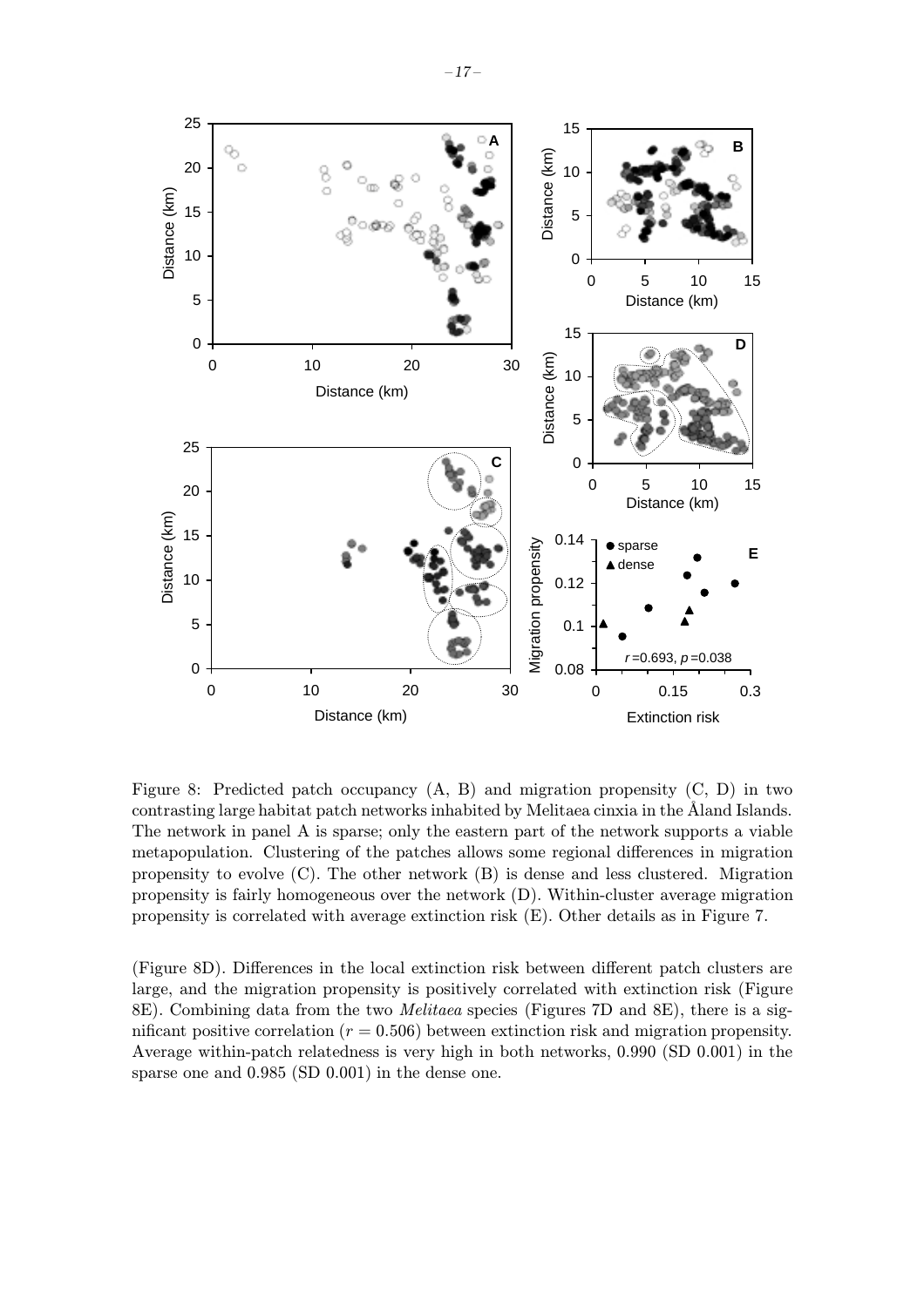Figure 8: Predicted patch occupancy (A, B) and migration propensity (C, D) in two contrasting large habitat patch networks inhabited by Melitaea cinxia in the Åland Islands. The network in panel A is sparse; only the eastern part of the network supports a viable metapopulation. Clustering of the patches allows some regional differences in migration propensity to evolve (C). The other network (B) is dense and less clustered. Migration propensity is fairly homogeneous over the network (D). Within-cluster average migration propensity is correlated with average extinction risk (E). Other details as in Figure 7.

(Figure 8D). Differences in the local extinction risk between different patch clusters are large, and the migration propensity is positively correlated with extinction risk (Figure 8E). Combining data from the two *Melitaea* species (Figures 7D and 8E), there is a significant positive correlation ($r = 0.506$) between extinction risk and migration propensity. Average within-patch relatedness is very high in both networks, 0.990 (SD 0.001) in the sparse one and 0.985 (SD 0.001) in the dense one.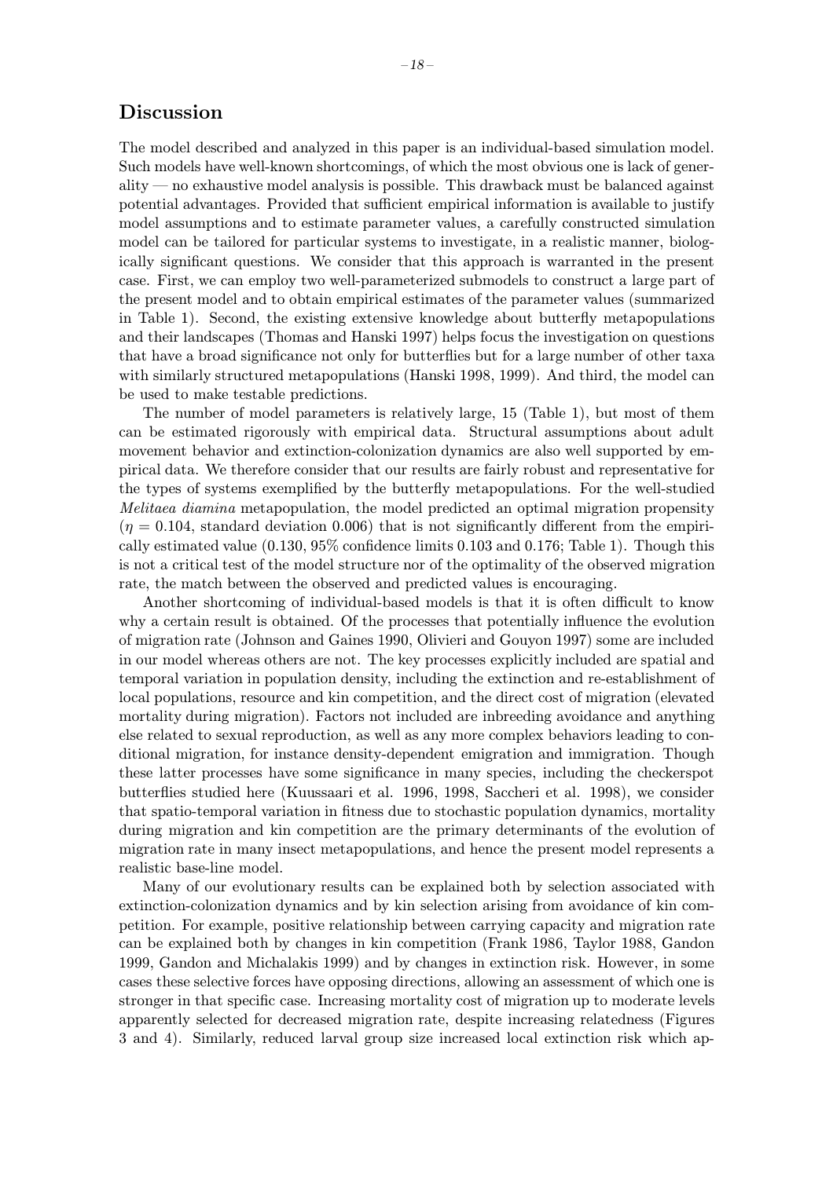## Discussion

The model described and analyzed in this paper is an individual-based simulation model. Such models have well-known shortcomings, of which the most obvious one is lack of generality — no exhaustive model analysis is possible. This drawback must be balanced against potential advantages. Provided that sufficient empirical information is available to justify model assumptions and to estimate parameter values, a carefully constructed simulation model can be tailored for particular systems to investigate, in a realistic manner, biologically significant questions. We consider that this approach is warranted in the present case. First, we can employ two well-parameterized submodels to construct a large part of the present model and to obtain empirical estimates of the parameter values (summarized in Table 1). Second, the existing extensive knowledge about butterfly metapopulations and their landscapes (Thomas and Hanski 1997) helps focus the investigation on questions that have a broad significance not only for butterflies but for a large number of other taxa with similarly structured metapopulations (Hanski 1998, 1999). And third, the model can be used to make testable predictions.

The number of model parameters is relatively large, 15 (Table 1), but most of them can be estimated rigorously with empirical data. Structural assumptions about adult movement behavior and extinction-colonization dynamics are also well supported by empirical data. We therefore consider that our results are fairly robust and representative for the types of systems exemplified by the butterfly metapopulations. For the well-studied *Melitaea diamina* metapopulation, the model predicted an optimal migration propensity ($\eta = 0.104$, standard deviation 0.006) that is not significantly different from the empirically estimated value (0.130, 95% confidence limits 0.103 and 0.176; Table 1). Though this is not a critical test of the model structure nor of the optimality of the observed migration rate, the match between the observed and predicted values is encouraging.

Another shortcoming of individual-based models is that it is often difficult to know why a certain result is obtained. Of the processes that potentially influence the evolution of migration rate (Johnson and Gaines 1990, Olivieri and Gouyon 1997) some are included in our model whereas others are not. The key processes explicitly included are spatial and temporal variation in population density, including the extinction and re-establishment of local populations, resource and kin competition, and the direct cost of migration (elevated mortality during migration). Factors not included are inbreeding avoidance and anything else related to sexual reproduction, as well as any more complex behaviors leading to conditional migration, for instance density-dependent emigration and immigration. Though these latter processes have some significance in many species, including the checkerspot butterflies studied here (Kuussaari et al. 1996, 1998, Saccheri et al. 1998), we consider that spatio-temporal variation in fitness due to stochastic population dynamics, mortality during migration and kin competition are the primary determinants of the evolution of migration rate in many insect metapopulations, and hence the present model represents a realistic base-line model.

Many of our evolutionary results can be explained both by selection associated with extinction-colonization dynamics and by kin selection arising from avoidance of kin competition. For example, positive relationship between carrying capacity and migration rate can be explained both by changes in kin competition (Frank 1986, Taylor 1988, Gandon 1999, Gandon and Michalakis 1999) and by changes in extinction risk. However, in some cases these selective forces have opposing directions, allowing an assessment of which one is stronger in that specific case. Increasing mortality cost of migration up to moderate levels apparently selected for decreased migration rate, despite increasing relatedness (Figures 3 and 4). Similarly, reduced larval group size increased local extinction risk which ap-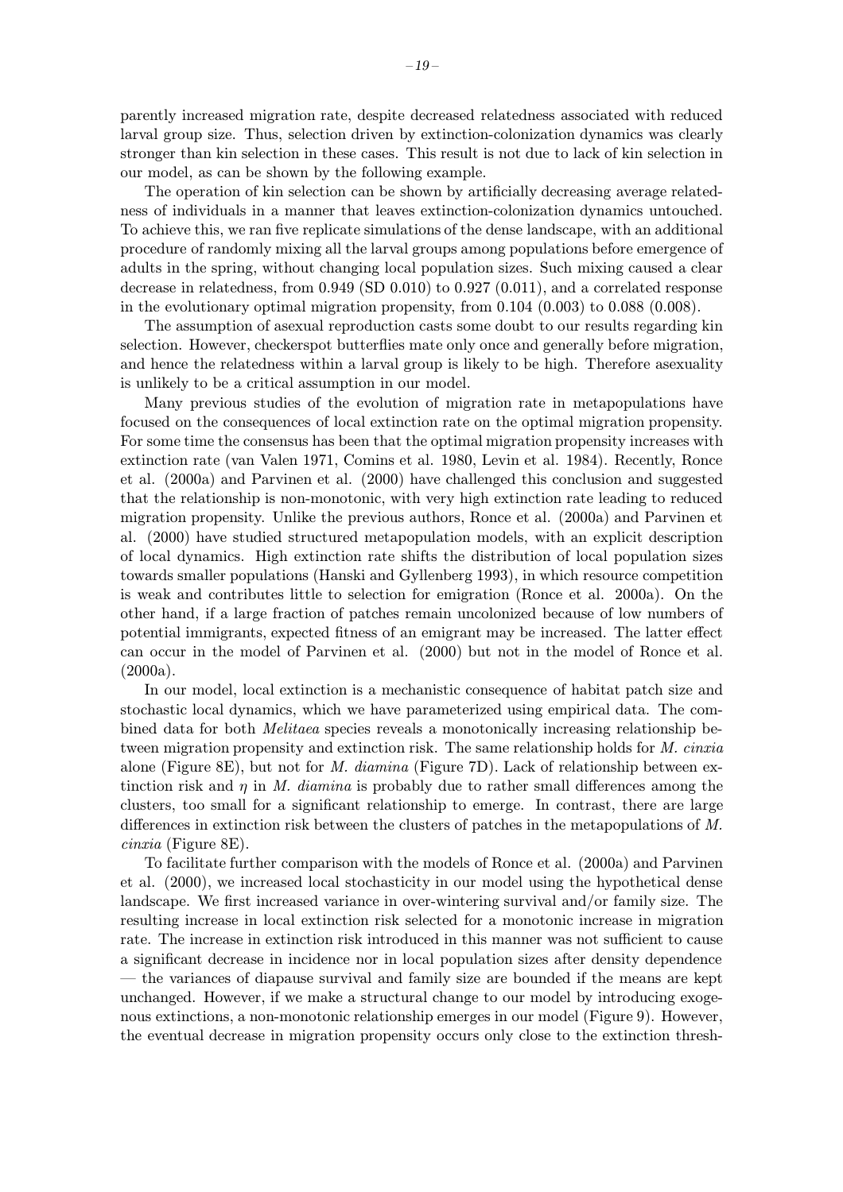parently increased migration rate, despite decreased relatedness associated with reduced larval group size. Thus, selection driven by extinction-colonization dynamics was clearly stronger than kin selection in these cases. This result is not due to lack of kin selection in our model, as can be shown by the following example.

The operation of kin selection can be shown by artificially decreasing average relatedness of individuals in a manner that leaves extinction-colonization dynamics untouched. To achieve this, we ran five replicate simulations of the dense landscape, with an additional procedure of randomly mixing all the larval groups among populations before emergence of adults in the spring, without changing local population sizes. Such mixing caused a clear decrease in relatedness, from 0.949 (SD 0.010) to 0.927 (0.011), and a correlated response in the evolutionary optimal migration propensity, from 0.104 (0.003) to 0.088 (0.008).

The assumption of asexual reproduction casts some doubt to our results regarding kin selection. However, checkerspot butterflies mate only once and generally before migration, and hence the relatedness within a larval group is likely to be high. Therefore asexuality is unlikely to be a critical assumption in our model.

Many previous studies of the evolution of migration rate in metapopulations have focused on the consequences of local extinction rate on the optimal migration propensity. For some time the consensus has been that the optimal migration propensity increases with extinction rate (van Valen 1971, Comins et al. 1980, Levin et al. 1984). Recently, Ronce et al. (2000a) and Parvinen et al. (2000) have challenged this conclusion and suggested that the relationship is non-monotonic, with very high extinction rate leading to reduced migration propensity. Unlike the previous authors, Ronce et al. (2000a) and Parvinen et al. (2000) have studied structured metapopulation models, with an explicit description of local dynamics. High extinction rate shifts the distribution of local population sizes towards smaller populations (Hanski and Gyllenberg 1993), in which resource competition is weak and contributes little to selection for emigration (Ronce et al. 2000a). On the other hand, if a large fraction of patches remain uncolonized because of low numbers of potential immigrants, expected fitness of an emigrant may be increased. The latter effect can occur in the model of Parvinen et al. (2000) but not in the model of Ronce et al. (2000a).

In our model, local extinction is a mechanistic consequence of habitat patch size and stochastic local dynamics, which we have parameterized using empirical data. The combined data for both *Melitaea* species reveals a monotonically increasing relationship between migration propensity and extinction risk. The same relationship holds for *M. cinxia* alone (Figure 8E), but not for *M. diamina* (Figure 7D). Lack of relationship between extinction risk and $\eta$ in *M. diamina* is probably due to rather small differences among the clusters, too small for a significant relationship to emerge. In contrast, there are large differences in extinction risk between the clusters of patches in the metapopulations of *M. cinxia* (Figure 8E).

To facilitate further comparison with the models of Ronce et al. (2000a) and Parvinen et al. (2000), we increased local stochasticity in our model using the hypothetical dense landscape. We first increased variance in over-wintering survival and/or family size. The resulting increase in local extinction risk selected for a monotonic increase in migration rate. The increase in extinction risk introduced in this manner was not sufficient to cause a significant decrease in incidence nor in local population sizes after density dependence — the variances of diapause survival and family size are bounded if the means are kept unchanged. However, if we make a structural change to our model by introducing exogenous extinctions, a non-monotonic relationship emerges in our model (Figure 9). However, the eventual decrease in migration propensity occurs only close to the extinction thresh-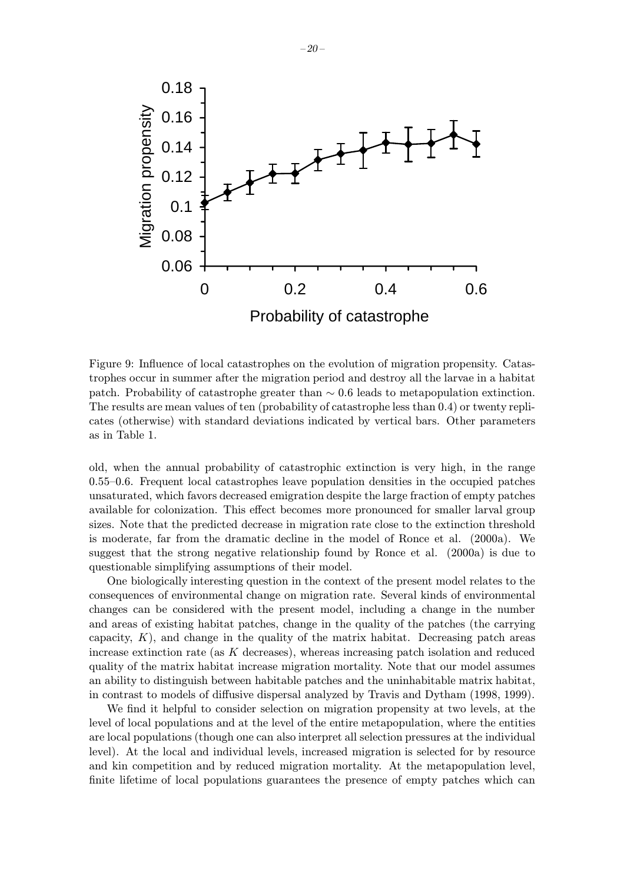Figure 9: Influence of local catastrophes on the evolution of migration propensity. Catastrophes occur in summer after the migration period and destroy all the larvae in a habitat patch. Probability of catastrophe greater than $\sim 0.6$ leads to metapopulation extinction. The results are mean values of ten (probability of catastrophe less than 0.4) or twenty replicates (otherwise) with standard deviations indicated by vertical bars. Other parameters as in Table 1.

old, when the annual probability of catastrophic extinction is very high, in the range 0.55–0.6. Frequent local catastrophes leave population densities in the occupied patches unsaturated, which favors decreased emigration despite the large fraction of empty patches available for colonization. This effect becomes more pronounced for smaller larval group sizes. Note that the predicted decrease in migration rate close to the extinction threshold is moderate, far from the dramatic decline in the model of Ronce et al. (2000a). We suggest that the strong negative relationship found by Ronce et al. (2000a) is due to questionable simplifying assumptions of their model.

One biologically interesting question in the context of the present model relates to the consequences of environmental change on migration rate. Several kinds of environmental changes can be considered with the present model, including a change in the number and areas of existing habitat patches, change in the quality of the patches (the carrying capacity, $K$), and change in the quality of the matrix habitat. Decreasing patch areas increase extinction rate (as $K$ decreases), whereas increasing patch isolation and reduced quality of the matrix habitat increase migration mortality. Note that our model assumes an ability to distinguish between habitable patches and the uninhabitable matrix habitat, in contrast to models of diffusive dispersal analyzed by Travis and Dytham (1998, 1999).

We find it helpful to consider selection on migration propensity at two levels, at the level of local populations and at the level of the entire metapopulation, where the entities are local populations (though one can also interpret all selection pressures at the individual level). At the local and individual levels, increased migration is selected for by resource and kin competition and by reduced migration mortality. At the metapopulation level, finite lifetime of local populations guarantees the presence of empty patches which can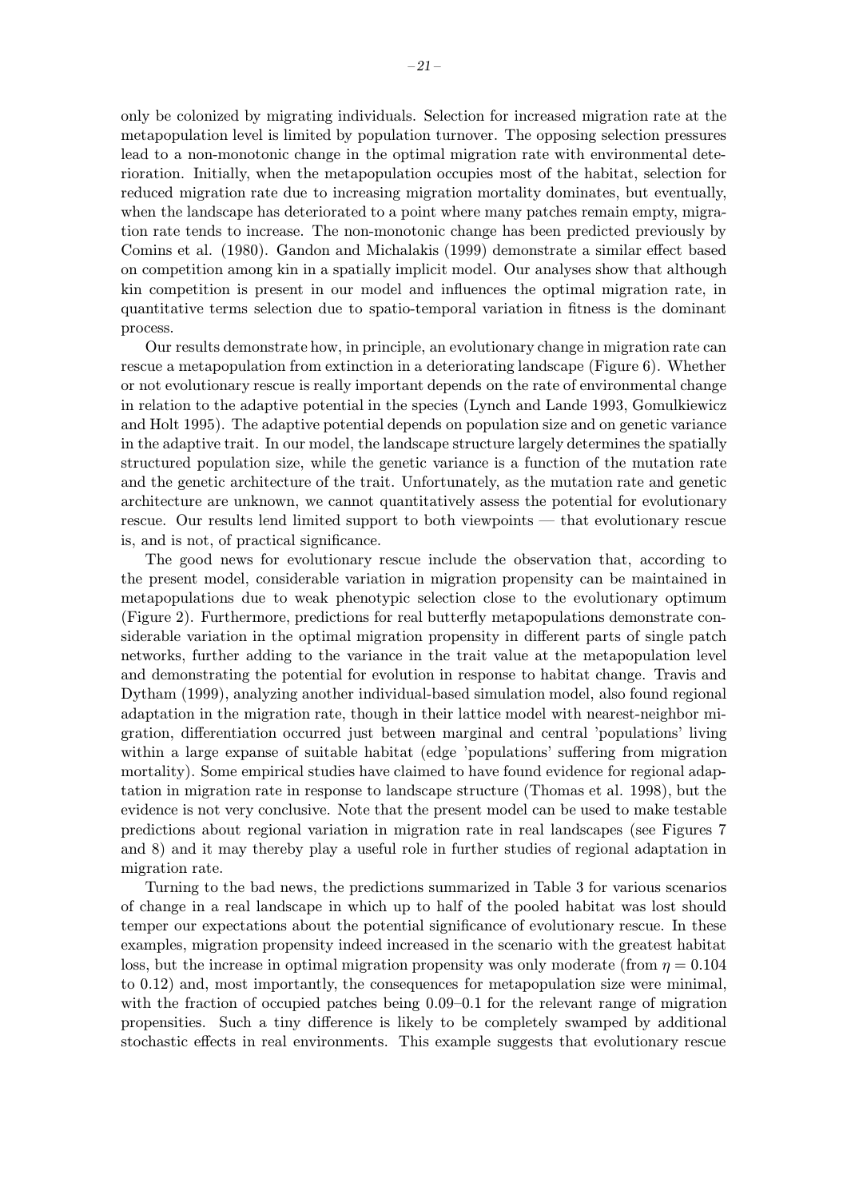only be colonized by migrating individuals. Selection for increased migration rate at the metapopulation level is limited by population turnover. The opposing selection pressures lead to a non-monotonic change in the optimal migration rate with environmental deterioration. Initially, when the metapopulation occupies most of the habitat, selection for reduced migration rate due to increasing migration mortality dominates, but eventually, when the landscape has deteriorated to a point where many patches remain empty, migration rate tends to increase. The non-monotonic change has been predicted previously by Comins et al. (1980). Gandon and Michalakis (1999) demonstrate a similar effect based on competition among kin in a spatially implicit model. Our analyses show that although kin competition is present in our model and influences the optimal migration rate, in quantitative terms selection due to spatio-temporal variation in fitness is the dominant process.

Our results demonstrate how, in principle, an evolutionary change in migration rate can rescue a metapopulation from extinction in a deteriorating landscape (Figure 6). Whether or not evolutionary rescue is really important depends on the rate of environmental change in relation to the adaptive potential in the species (Lynch and Lande 1993, Gomulkiewicz and Holt 1995). The adaptive potential depends on population size and on genetic variance in the adaptive trait. In our model, the landscape structure largely determines the spatially structured population size, while the genetic variance is a function of the mutation rate and the genetic architecture of the trait. Unfortunately, as the mutation rate and genetic architecture are unknown, we cannot quantitatively assess the potential for evolutionary rescue. Our results lend limited support to both viewpoints — that evolutionary rescue is, and is not, of practical significance.

The good news for evolutionary rescue include the observation that, according to the present model, considerable variation in migration propensity can be maintained in metapopulations due to weak phenotypic selection close to the evolutionary optimum (Figure 2). Furthermore, predictions for real butterfly metapopulations demonstrate considerable variation in the optimal migration propensity in different parts of single patch networks, further adding to the variance in the trait value at the metapopulation level and demonstrating the potential for evolution in response to habitat change. Travis and Dytham (1999), analyzing another individual-based simulation model, also found regional adaptation in the migration rate, though in their lattice model with nearest-neighbor migration, differentiation occurred just between marginal and central 'populations' living within a large expanse of suitable habitat (edge 'populations' suffering from migration mortality). Some empirical studies have claimed to have found evidence for regional adaptation in migration rate in response to landscape structure (Thomas et al. 1998), but the evidence is not very conclusive. Note that the present model can be used to make testable predictions about regional variation in migration rate in real landscapes (see Figures 7 and 8) and it may thereby play a useful role in further studies of regional adaptation in migration rate.

Turning to the bad news, the predictions summarized in Table 3 for various scenarios of change in a real landscape in which up to half of the pooled habitat was lost should temper our expectations about the potential significance of evolutionary rescue. In these examples, migration propensity indeed increased in the scenario with the greatest habitat loss, but the increase in optimal migration propensity was only moderate (from $\eta = 0.104$ to 0.12) and, most importantly, the consequences for metapopulation size were minimal, with the fraction of occupied patches being 0.09–0.1 for the relevant range of migration propensities. Such a tiny difference is likely to be completely swamped by additional stochastic effects in real environments. This example suggests that evolutionary rescue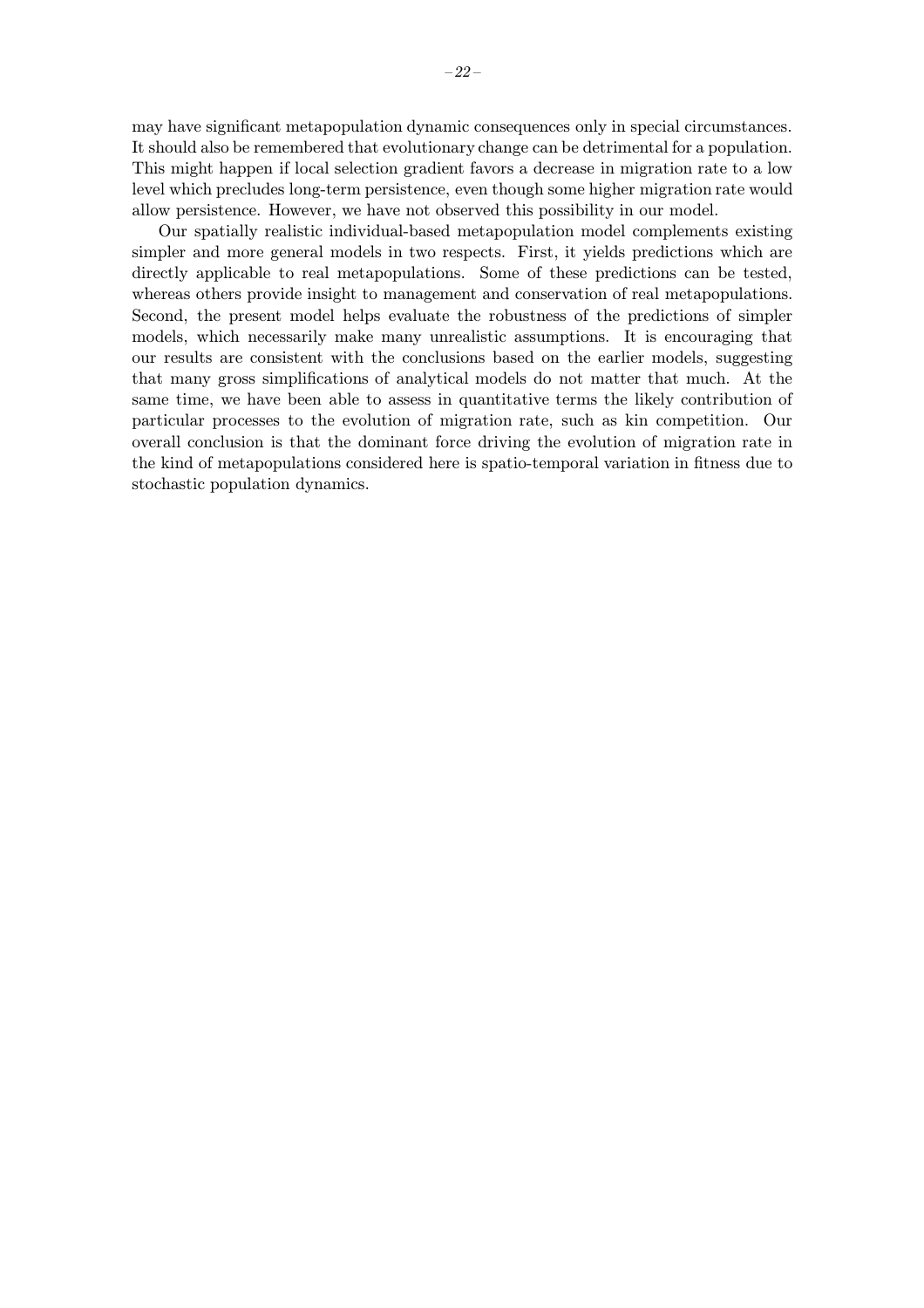may have significant metapopulation dynamic consequences only in special circumstances. It should also be remembered that evolutionary change can be detrimental for a population. This might happen if local selection gradient favors a decrease in migration rate to a low level which precludes long-term persistence, even though some higher migration rate would allow persistence. However, we have not observed this possibility in our model.

Our spatially realistic individual-based metapopulation model complements existing simpler and more general models in two respects. First, it yields predictions which are directly applicable to real metapopulations. Some of these predictions can be tested, whereas others provide insight to management and conservation of real metapopulations. Second, the present model helps evaluate the robustness of the predictions of simpler models, which necessarily make many unrealistic assumptions. It is encouraging that our results are consistent with the conclusions based on the earlier models, suggesting that many gross simplifications of analytical models do not matter that much. At the same time, we have been able to assess in quantitative terms the likely contribution of particular processes to the evolution of migration rate, such as kin competition. Our overall conclusion is that the dominant force driving the evolution of migration rate in the kind of metapopulations considered here is spatio-temporal variation in fitness due to stochastic population dynamics.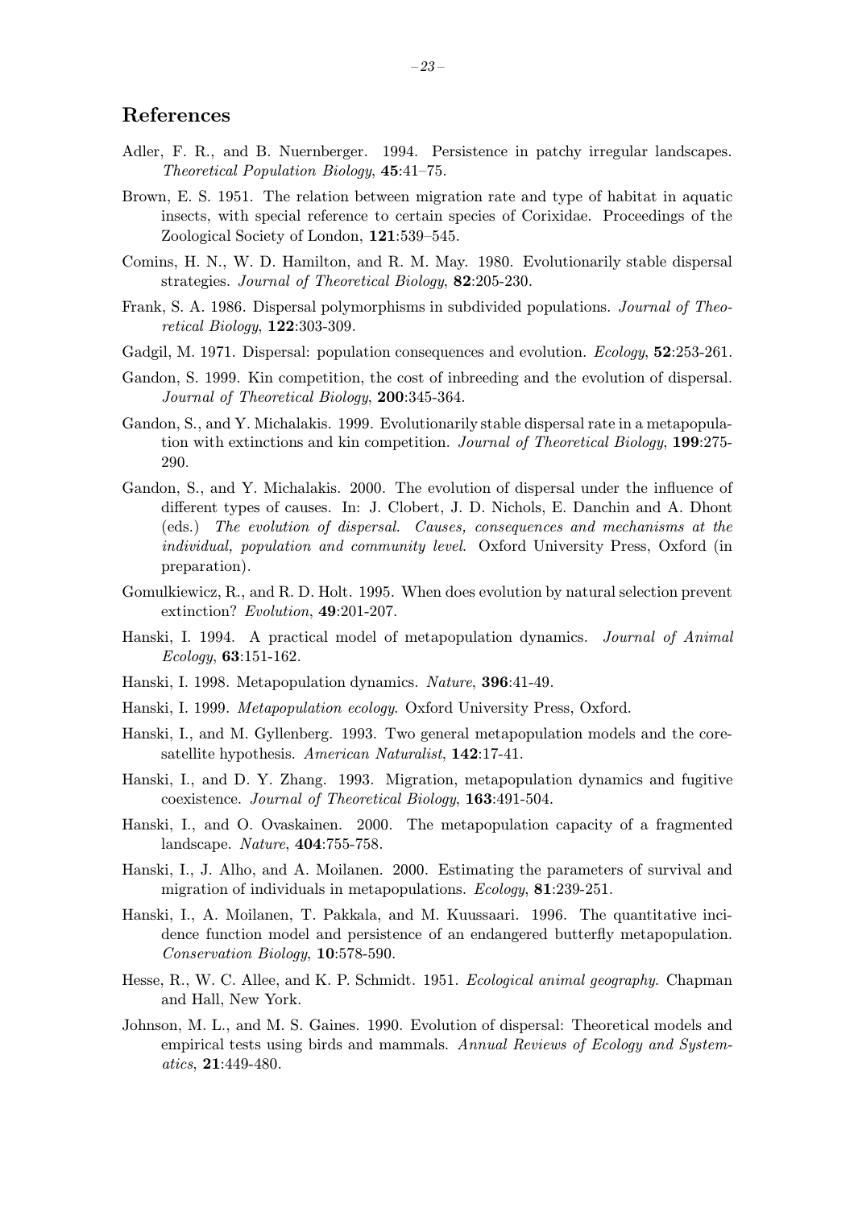## References

Adler, F. R., and B. Nuernberger. 1994. Persistence in patchy irregular landscapes. *Theoretical Population Biology*, **45**:41–75.

Brown, E. S. 1951. The relation between migration rate and type of habitat in aquatic insects, with special reference to certain species of Corixidae. Proceedings of the Zoological Society of London, **121**:539–545.

Comins, H. N., W. D. Hamilton, and R. M. May. 1980. Evolutionarily stable dispersal strategies. *Journal of Theoretical Biology*, **82**:205-230.

Frank, S. A. 1986. Dispersal polymorphisms in subdivided populations. *Journal of Theoretical Biology*, **122**:303-309.

Gadgil, M. 1971. Dispersal: population consequences and evolution. *Ecology*, **52**:253-261.

Gandon, S. 1999. Kin competition, the cost of inbreeding and the evolution of dispersal. *Journal of Theoretical Biology*, **200**:345-364.

Gandon, S., and Y. Michalakis. 1999. Evolutionarily stable dispersal rate in a metapopulation with extinctions and kin competition. *Journal of Theoretical Biology*, **199**:275-290.

Gandon, S., and Y. Michalakis. 2000. The evolution of dispersal under the influence of different types of causes. In: J. Clobert, J. D. Nichols, E. Danchin and A. Dhont (eds.) *The evolution of dispersal. Causes, consequences and mechanisms at the individual, population and community level*. Oxford University Press, Oxford (in preparation).

Gomulkiewicz, R., and R. D. Holt. 1995. When does evolution by natural selection prevent extinction? *Evolution*, **49**:201-207.

Hanski, I. 1994. A practical model of metapopulation dynamics. *Journal of Animal Ecology*, **63**:151-162.

Hanski, I. 1998. Metapopulation dynamics. *Nature*, **396**:41-49.

Hanski, I. 1999. *Metapopulation ecology*. Oxford University Press, Oxford.

Hanski, I., and M. Gyllenberg. 1993. Two general metapopulation models and the core-satellite hypothesis. *American Naturalist*, **142**:17-41.

Hanski, I., and D. Y. Zhang. 1993. Migration, metapopulation dynamics and fugitive coexistence. *Journal of Theoretical Biology*, **163**:491-504.

Hanski, I., and O. Ovaskainen. 2000. The metapopulation capacity of a fragmented landscape. *Nature*, **404**:755-758.

Hanski, I., J. Alho, and A. Moilanen. 2000. Estimating the parameters of survival and migration of individuals in metapopulations. *Ecology*, **81**:239-251.

Hanski, I., A. Moilanen, T. Pakkala, and M. Kuussaari. 1996. The quantitative incidence function model and persistence of an endangered butterfly metapopulation. *Conservation Biology*, **10**:578-590.

Hesse, R., W. C. Allee, and K. P. Schmidt. 1951. *Ecological animal geography*. Chapman and Hall, New York.

Johnson, M. L., and M. S. Gaines. 1990. Evolution of dispersal: Theoretical models and empirical tests using birds and mammals. *Annual Reviews of Ecology and Systematics*, **21**:449-480.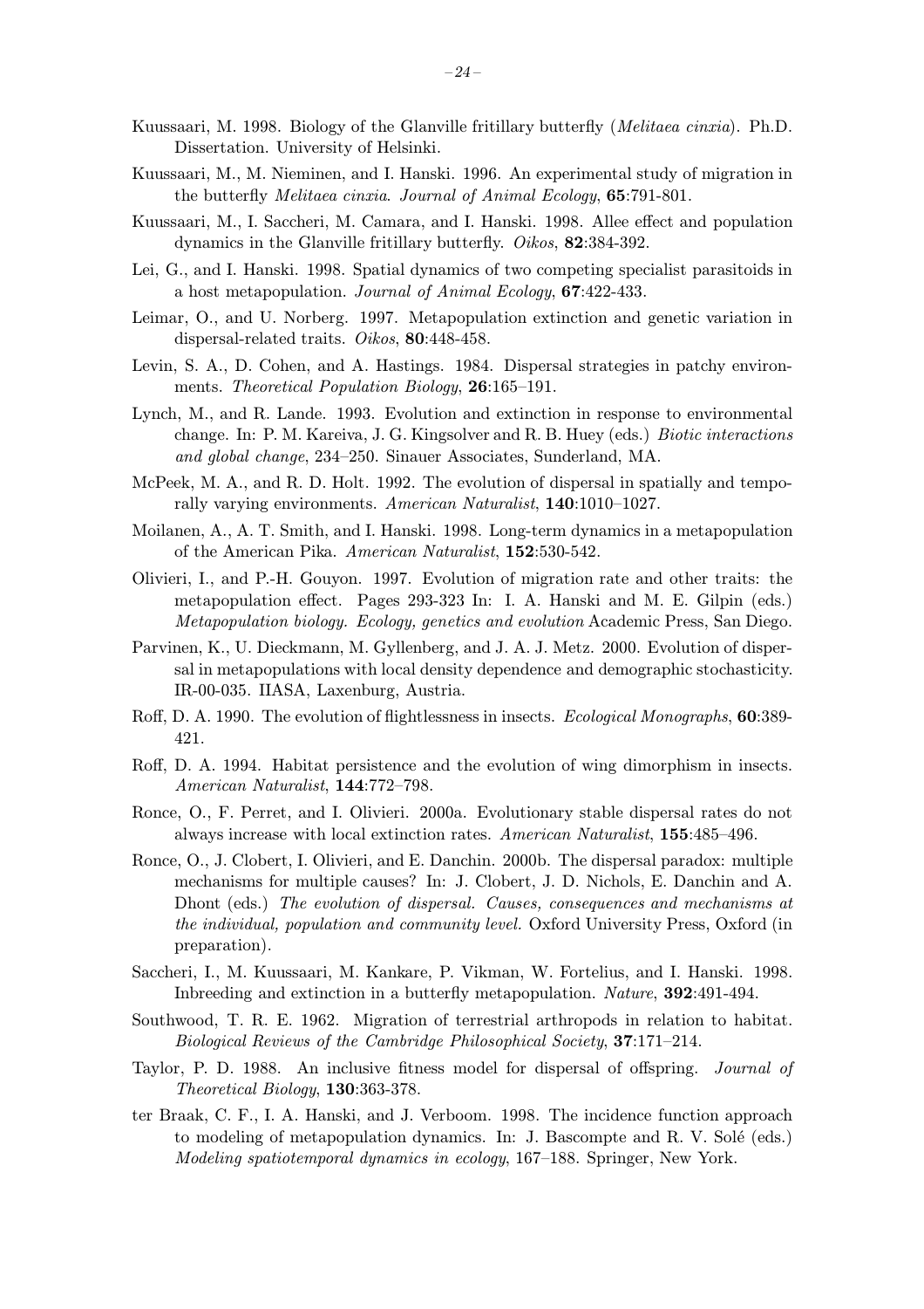Kuussaari, M. 1998. Biology of the Glanville fritillary butterfly (*Melitaea cinxia*). Ph.D. Dissertation. University of Helsinki.

Kuussaari, M., M. Nieminen, and I. Hanski. 1996. An experimental study of migration in the butterfly *Melitaea cinxia*. *Journal of Animal Ecology*, **65**:791-801.

Kuussaari, M., I. Saccheri, M. Camara, and I. Hanski. 1998. Allee effect and population dynamics in the Glanville fritillary butterfly. *Oikos*, **82**:384-392.

Lei, G., and I. Hanski. 1998. Spatial dynamics of two competing specialist parasitoids in a host metapopulation. *Journal of Animal Ecology*, **67**:422-433.

Leimar, O., and U. Norberg. 1997. Metapopulation extinction and genetic variation in dispersal-related traits. *Oikos*, **80**:448-458.

Levin, S. A., D. Cohen, and A. Hastings. 1984. Dispersal strategies in patchy environments. *Theoretical Population Biology*, **26**:165–191.

Lynch, M., and R. Lande. 1993. Evolution and extinction in response to environmental change. In: P. M. Kareiva, J. G. Kingsolver and R. B. Huey (eds.) *Biotic interactions and global change*, 234–250. Sinauer Associates, Sunderland, MA.

McPeek, M. A., and R. D. Holt. 1992. The evolution of dispersal in spatially and temporally varying environments. *American Naturalist*, **140**:1010–1027.

Moilanen, A., A. T. Smith, and I. Hanski. 1998. Long-term dynamics in a metapopulation of the American Pika. *American Naturalist*, **152**:530-542.

Olivieri, I., and P.-H. Gouyon. 1997. Evolution of migration rate and other traits: the metapopulation effect. Pages 293-323 In: I. A. Hanski and M. E. Gilpin (eds.) *Metapopulation biology. Ecology, genetics and evolution* Academic Press, San Diego.

Parvinen, K., U. Dieckmann, M. Gyllenberg, and J. A. J. Metz. 2000. Evolution of dispersal in metapopulations with local density dependence and demographic stochasticity. IR-00-035. IIASA, Laxenburg, Austria.

Roff, D. A. 1990. The evolution of flightlessness in insects. *Ecological Monographs*, **60**:389-421.

Roff, D. A. 1994. Habitat persistence and the evolution of wing dimorphism in insects. *American Naturalist*, **144**:772–798.

Ronce, O., F. Perret, and I. Olivieri. 2000a. Evolutionary stable dispersal rates do not always increase with local extinction rates. *American Naturalist*, **155**:485–496.

Ronce, O., J. Clobert, I. Olivieri, and E. Danchin. 2000b. The dispersal paradox: multiple mechanisms for multiple causes? In: J. Clobert, J. D. Nichols, E. Danchin and A. Dhont (eds.) *The evolution of dispersal. Causes, consequences and mechanisms at the individual, population and community level.* Oxford University Press, Oxford (in preparation).

Saccheri, I., M. Kuussaari, M. Kankare, P. Vikman, W. Fortelius, and I. Hanski. 1998. Inbreeding and extinction in a butterfly metapopulation. *Nature*, **392**:491-494.

Southwood, T. R. E. 1962. Migration of terrestrial arthropods in relation to habitat. *Biological Reviews of the Cambridge Philosophical Society*, **37**:171–214.

Taylor, P. D. 1988. An inclusive fitness model for dispersal of offspring. *Journal of Theoretical Biology*, **130**:363-378.

ter Braak, C. F., I. A. Hanski, and J. Verboom. 1998. The incidence function approach to modeling of metapopulation dynamics. In: J. Bascompte and R. V. Solé (eds.) *Modeling spatiotemporal dynamics in ecology*, 167–188. Springer, New York.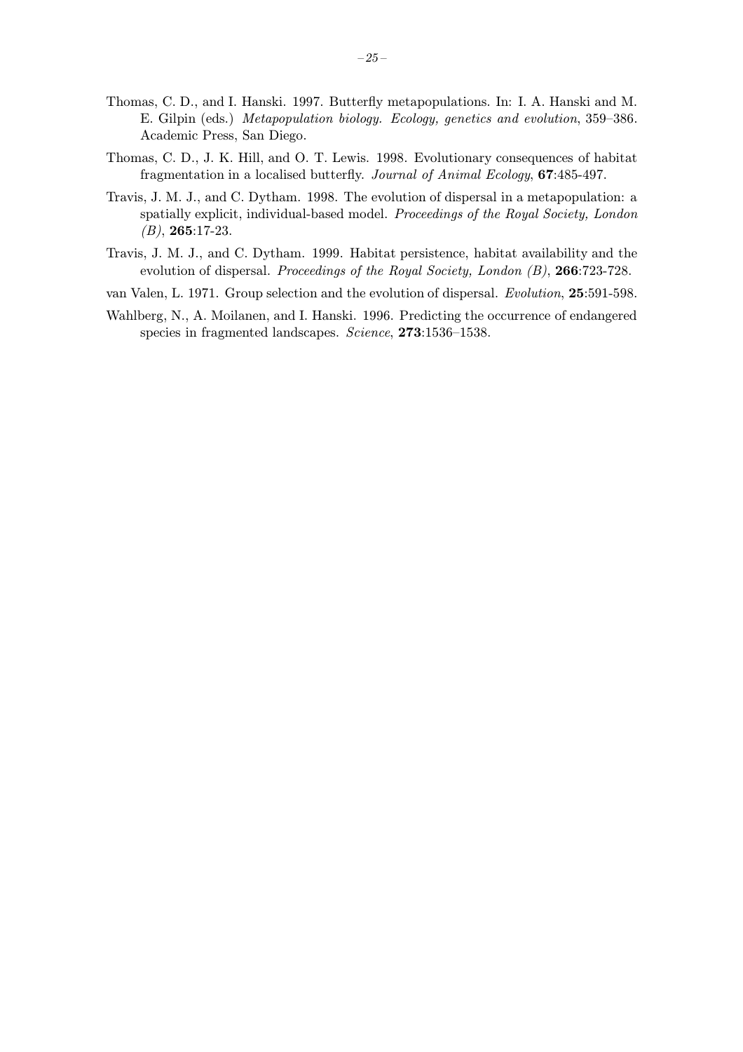Thomas, C. D., and I. Hanski. 1997. Butterfly metapopulations. In: I. A. Hanski and M. E. Gilpin (eds.) *Metapopulation biology. Ecology, genetics and evolution*, 359–386. Academic Press, San Diego.

Thomas, C. D., J. K. Hill, and O. T. Lewis. 1998. Evolutionary consequences of habitat fragmentation in a localised butterfly. *Journal of Animal Ecology*, **67**:485-497.

Travis, J. M. J., and C. Dytham. 1998. The evolution of dispersal in a metapopulation: a spatially explicit, individual-based model. *Proceedings of the Royal Society, London (B)*, **265**:17-23.

Travis, J. M. J., and C. Dytham. 1999. Habitat persistence, habitat availability and the evolution of dispersal. *Proceedings of the Royal Society, London (B)*, **266**:723-728.

van Valen, L. 1971. Group selection and the evolution of dispersal. *Evolution*, **25**:591-598.

Wahlberg, N., A. Moilanen, and I. Hanski. 1996. Predicting the occurrence of endangered species in fragmented landscapes. *Science*, **273**:1536–1538.